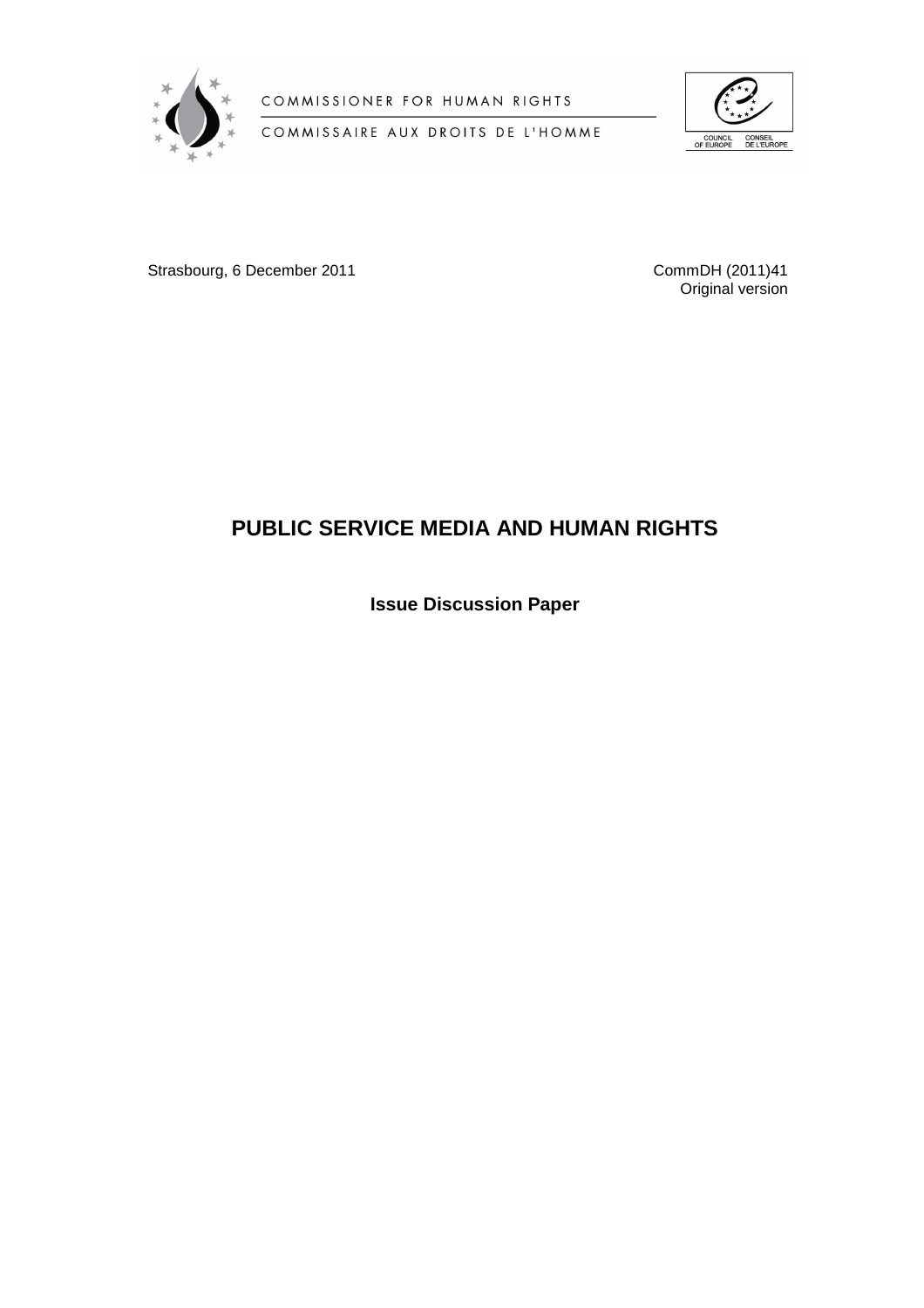COMMISSIONER FOR HUMAN RIGHTS

COMMISSAIRE AUX DROITS DE L'HOMME

COUNCIL OF EUROPE — CONSEIL DE L'EUROPE

Strasbourg, 6 December 2011

CommDH (2011)41
Original version

# PUBLIC SERVICE MEDIA AND HUMAN RIGHTS

**Issue Discussion Paper**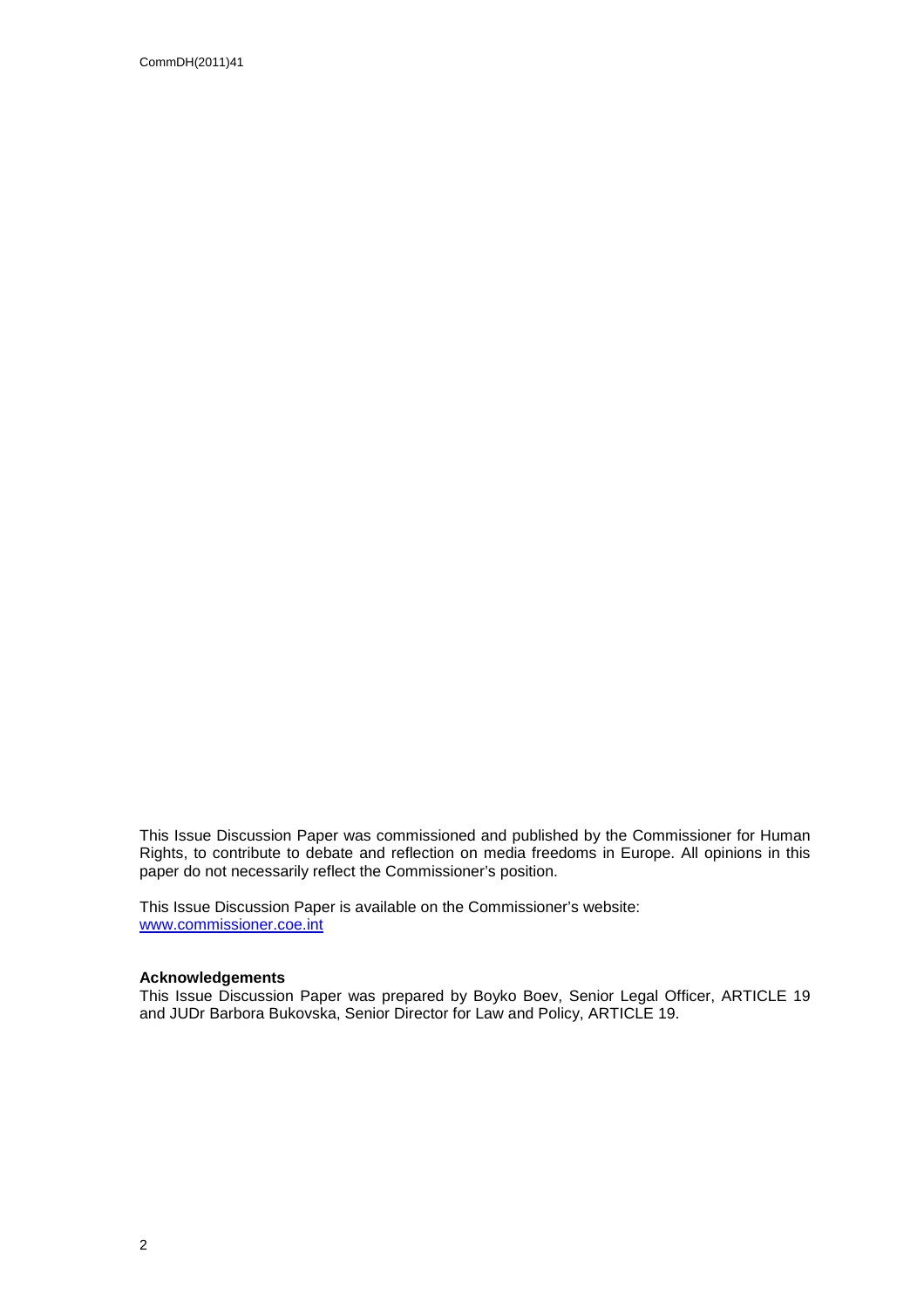This Issue Discussion Paper was commissioned and published by the Commissioner for Human Rights, to contribute to debate and reflection on media freedoms in Europe. All opinions in this paper do not necessarily reflect the Commissioner's position.

This Issue Discussion Paper is available on the Commissioner's website: www.commissioner.coe.int

**Acknowledgements**
This Issue Discussion Paper was prepared by Boyko Boev, Senior Legal Officer, ARTICLE 19 and JUDr Barbora Bukovska, Senior Director for Law and Policy, ARTICLE 19.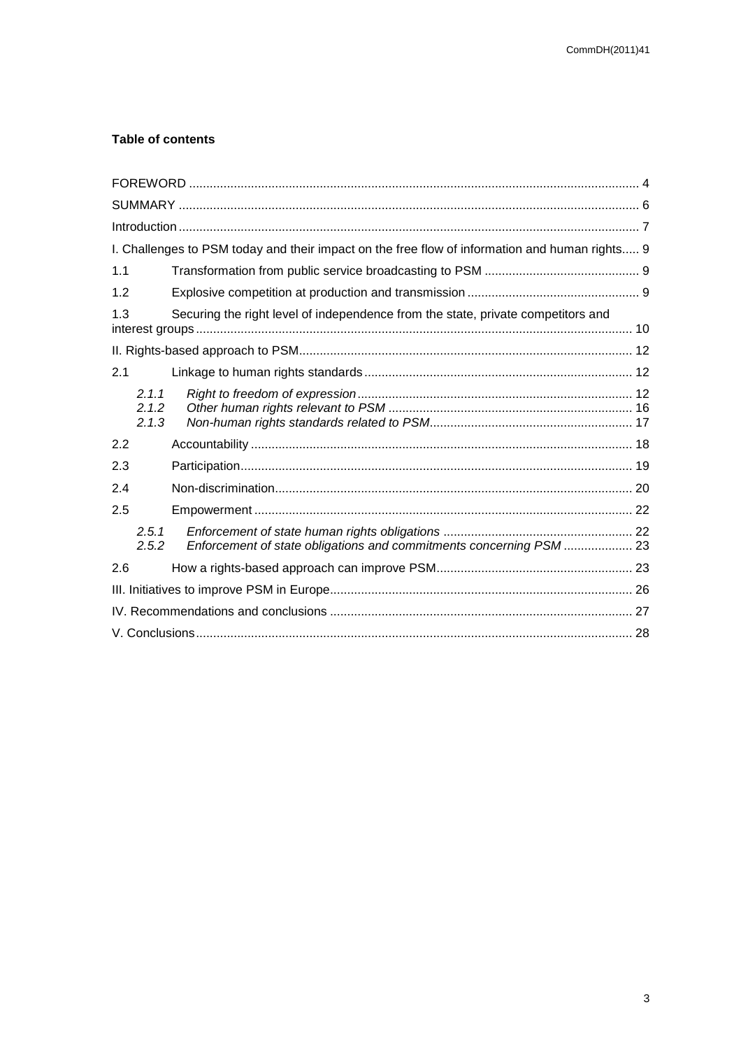**Table of contents**

| | | |
|---|---|---|
| FOREWORD | | 4 |
| SUMMARY | | 6 |
| Introduction | | 7 |
| I. Challenges to PSM today and their impact on the free flow of information and human rights | | 9 |
| 1.1 | Transformation from public service broadcasting to PSM | 9 |
| 1.2 | Explosive competition at production and transmission | 9 |
| 1.3 | Securing the right level of independence from the state, private competitors and interest groups | 10 |
| II. Rights-based approach to PSM | | 12 |
| 2.1 | Linkage to human rights standards | 12 |
| *2.1.1* | *Right to freedom of expression* | 12 |
| *2.1.2* | *Other human rights relevant to PSM* | 16 |
| *2.1.3* | *Non-human rights standards related to PSM* | 17 |
| 2.2 | Accountability | 18 |
| 2.3 | Participation | 19 |
| 2.4 | Non-discrimination | 20 |
| 2.5 | Empowerment | 22 |
| *2.5.1* | *Enforcement of state human rights obligations* | 22 |
| *2.5.2* | *Enforcement of state obligations and commitments concerning PSM* | 23 |
| 2.6 | How a rights-based approach can improve PSM | 23 |
| III. Initiatives to improve PSM in Europe | | 26 |
| IV. Recommendations and conclusions | | 27 |
| V. Conclusions | | 28 |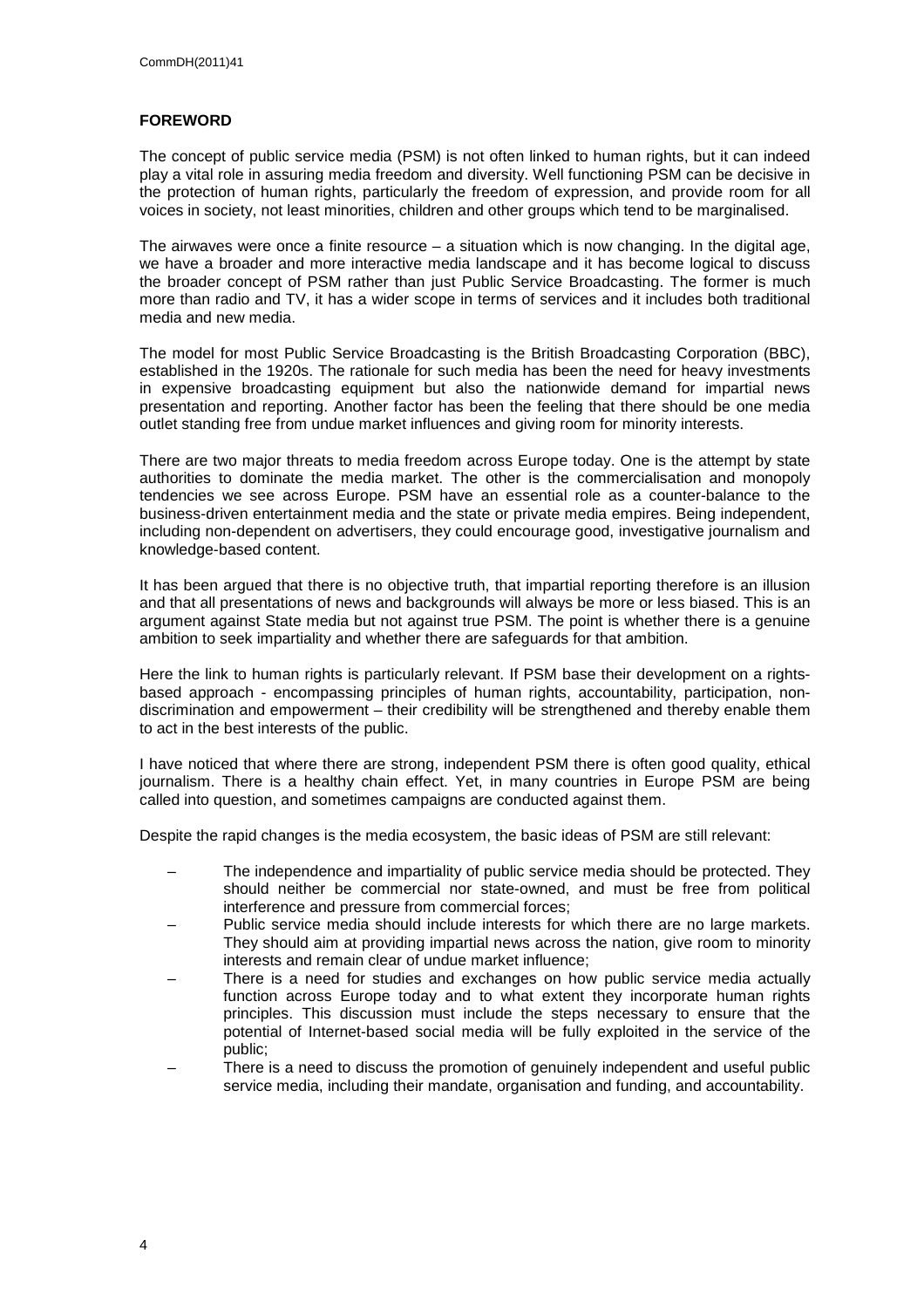## FOREWORD

The concept of public service media (PSM) is not often linked to human rights, but it can indeed play a vital role in assuring media freedom and diversity. Well functioning PSM can be decisive in the protection of human rights, particularly the freedom of expression, and provide room for all voices in society, not least minorities, children and other groups which tend to be marginalised.

The airwaves were once a finite resource – a situation which is now changing. In the digital age, we have a broader and more interactive media landscape and it has become logical to discuss the broader concept of PSM rather than just Public Service Broadcasting. The former is much more than radio and TV, it has a wider scope in terms of services and it includes both traditional media and new media.

The model for most Public Service Broadcasting is the British Broadcasting Corporation (BBC), established in the 1920s. The rationale for such media has been the need for heavy investments in expensive broadcasting equipment but also the nationwide demand for impartial news presentation and reporting. Another factor has been the feeling that there should be one media outlet standing free from undue market influences and giving room for minority interests.

There are two major threats to media freedom across Europe today. One is the attempt by state authorities to dominate the media market. The other is the commercialisation and monopoly tendencies we see across Europe. PSM have an essential role as a counter-balance to the business-driven entertainment media and the state or private media empires. Being independent, including non-dependent on advertisers, they could encourage good, investigative journalism and knowledge-based content.

It has been argued that there is no objective truth, that impartial reporting therefore is an illusion and that all presentations of news and backgrounds will always be more or less biased. This is an argument against State media but not against true PSM. The point is whether there is a genuine ambition to seek impartiality and whether there are safeguards for that ambition.

Here the link to human rights is particularly relevant. If PSM base their development on a rights-based approach - encompassing principles of human rights, accountability, participation, non-discrimination and empowerment – their credibility will be strengthened and thereby enable them to act in the best interests of the public.

I have noticed that where there are strong, independent PSM there is often good quality, ethical journalism. There is a healthy chain effect. Yet, in many countries in Europe PSM are being called into question, and sometimes campaigns are conducted against them.

Despite the rapid changes is the media ecosystem, the basic ideas of PSM are still relevant:

- The independence and impartiality of public service media should be protected. They should neither be commercial nor state-owned, and must be free from political interference and pressure from commercial forces;
- Public service media should include interests for which there are no large markets. They should aim at providing impartial news across the nation, give room to minority interests and remain clear of undue market influence;
- There is a need for studies and exchanges on how public service media actually function across Europe today and to what extent they incorporate human rights principles. This discussion must include the steps necessary to ensure that the potential of Internet-based social media will be fully exploited in the service of the public;
- There is a need to discuss the promotion of genuinely independent and useful public service media, including their mandate, organisation and funding, and accountability.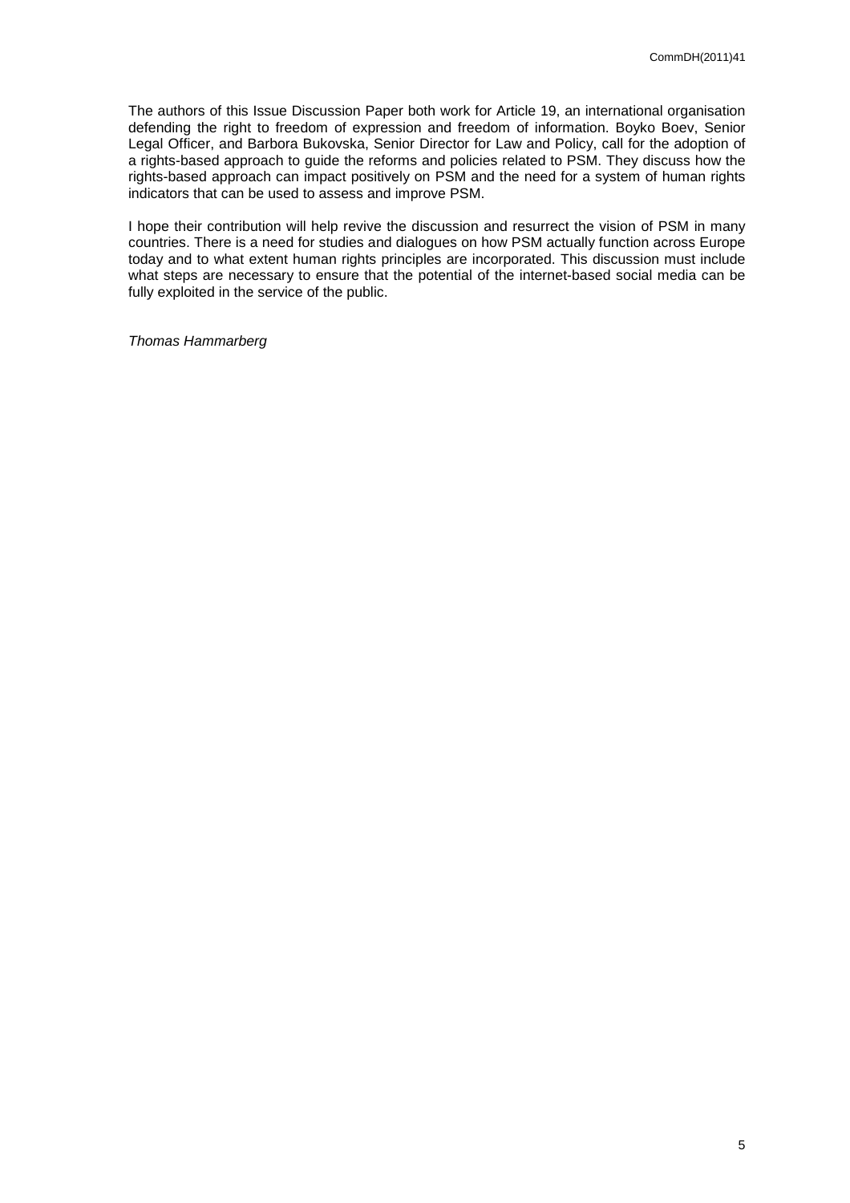The authors of this Issue Discussion Paper both work for Article 19, an international organisation defending the right to freedom of expression and freedom of information. Boyko Boev, Senior Legal Officer, and Barbora Bukovska, Senior Director for Law and Policy, call for the adoption of a rights-based approach to guide the reforms and policies related to PSM. They discuss how the rights-based approach can impact positively on PSM and the need for a system of human rights indicators that can be used to assess and improve PSM.

I hope their contribution will help revive the discussion and resurrect the vision of PSM in many countries. There is a need for studies and dialogues on how PSM actually function across Europe today and to what extent human rights principles are incorporated. This discussion must include what steps are necessary to ensure that the potential of the internet-based social media can be fully exploited in the service of the public.

*Thomas Hammarberg*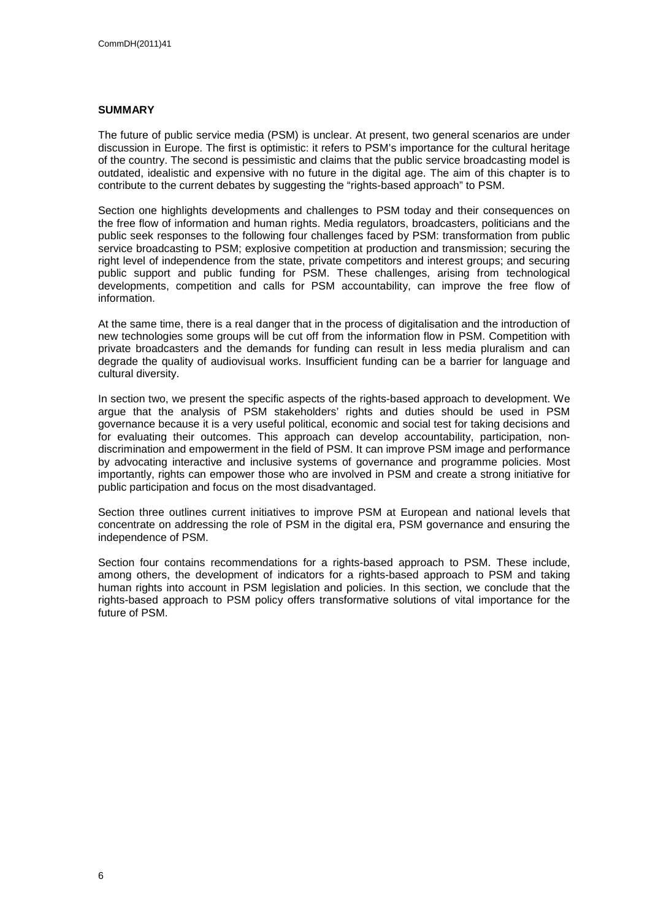**SUMMARY**

The future of public service media (PSM) is unclear. At present, two general scenarios are under discussion in Europe. The first is optimistic: it refers to PSM's importance for the cultural heritage of the country. The second is pessimistic and claims that the public service broadcasting model is outdated, idealistic and expensive with no future in the digital age. The aim of this chapter is to contribute to the current debates by suggesting the "rights-based approach" to PSM.

Section one highlights developments and challenges to PSM today and their consequences on the free flow of information and human rights. Media regulators, broadcasters, politicians and the public seek responses to the following four challenges faced by PSM: transformation from public service broadcasting to PSM; explosive competition at production and transmission; securing the right level of independence from the state, private competitors and interest groups; and securing public support and public funding for PSM. These challenges, arising from technological developments, competition and calls for PSM accountability, can improve the free flow of information.

At the same time, there is a real danger that in the process of digitalisation and the introduction of new technologies some groups will be cut off from the information flow in PSM. Competition with private broadcasters and the demands for funding can result in less media pluralism and can degrade the quality of audiovisual works. Insufficient funding can be a barrier for language and cultural diversity.

In section two, we present the specific aspects of the rights-based approach to development. We argue that the analysis of PSM stakeholders' rights and duties should be used in PSM governance because it is a very useful political, economic and social test for taking decisions and for evaluating their outcomes. This approach can develop accountability, participation, non-discrimination and empowerment in the field of PSM. It can improve PSM image and performance by advocating interactive and inclusive systems of governance and programme policies. Most importantly, rights can empower those who are involved in PSM and create a strong initiative for public participation and focus on the most disadvantaged.

Section three outlines current initiatives to improve PSM at European and national levels that concentrate on addressing the role of PSM in the digital era, PSM governance and ensuring the independence of PSM.

Section four contains recommendations for a rights-based approach to PSM. These include, among others, the development of indicators for a rights-based approach to PSM and taking human rights into account in PSM legislation and policies. In this section, we conclude that the rights-based approach to PSM policy offers transformative solutions of vital importance for the future of PSM.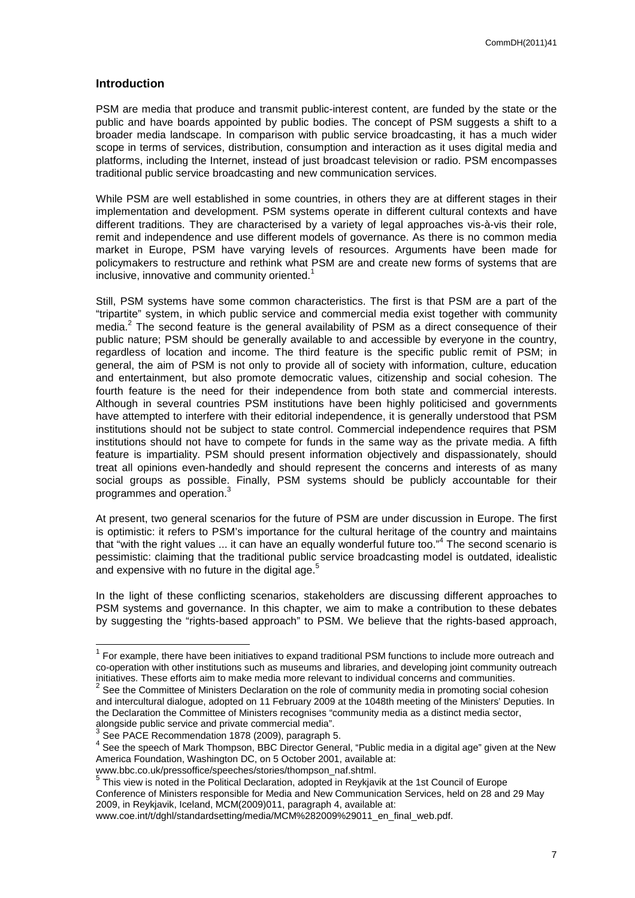## Introduction

PSM are media that produce and transmit public-interest content, are funded by the state or the public and have boards appointed by public bodies. The concept of PSM suggests a shift to a broader media landscape. In comparison with public service broadcasting, it has a much wider scope in terms of services, distribution, consumption and interaction as it uses digital media and platforms, including the Internet, instead of just broadcast television or radio. PSM encompasses traditional public service broadcasting and new communication services.

While PSM are well established in some countries, in others they are at different stages in their implementation and development. PSM systems operate in different cultural contexts and have different traditions. They are characterised by a variety of legal approaches vis-à-vis their role, remit and independence and use different models of governance. As there is no common media market in Europe, PSM have varying levels of resources. Arguments have been made for policymakers to restructure and rethink what PSM are and create new forms of systems that are inclusive, innovative and community oriented.[1]

Still, PSM systems have some common characteristics. The first is that PSM are a part of the "tripartite" system, in which public service and commercial media exist together with community media.[2] The second feature is the general availability of PSM as a direct consequence of their public nature; PSM should be generally available to and accessible by everyone in the country, regardless of location and income. The third feature is the specific public remit of PSM; in general, the aim of PSM is not only to provide all of society with information, culture, education and entertainment, but also promote democratic values, citizenship and social cohesion. The fourth feature is the need for their independence from both state and commercial interests. Although in several countries PSM institutions have been highly politicised and governments have attempted to interfere with their editorial independence, it is generally understood that PSM institutions should not be subject to state control. Commercial independence requires that PSM institutions should not have to compete for funds in the same way as the private media. A fifth feature is impartiality. PSM should present information objectively and dispassionately, should treat all opinions even-handedly and should represent the concerns and interests of as many social groups as possible. Finally, PSM systems should be publicly accountable for their programmes and operation.[3]

At present, two general scenarios for the future of PSM are under discussion in Europe. The first is optimistic: it refers to PSM's importance for the cultural heritage of the country and maintains that "with the right values ... it can have an equally wonderful future too."[4] The second scenario is pessimistic: claiming that the traditional public service broadcasting model is outdated, idealistic and expensive with no future in the digital age.[5]

In the light of these conflicting scenarios, stakeholders are discussing different approaches to PSM systems and governance. In this chapter, we aim to make a contribution to these debates by suggesting the "rights-based approach" to PSM. We believe that the rights-based approach,

---

[1] For example, there have been initiatives to expand traditional PSM functions to include more outreach and co-operation with other institutions such as museums and libraries, and developing joint community outreach initiatives. These efforts aim to make media more relevant to individual concerns and communities.

[2] See the Committee of Ministers Declaration on the role of community media in promoting social cohesion and intercultural dialogue, adopted on 11 February 2009 at the 1048th meeting of the Ministers' Deputies. In the Declaration the Committee of Ministers recognises "community media as a distinct media sector, alongside public service and private commercial media".

[3] See PACE Recommendation 1878 (2009), paragraph 5.

[4] See the speech of Mark Thompson, BBC Director General, "Public media in a digital age" given at the New America Foundation, Washington DC, on 5 October 2001, available at: www.bbc.co.uk/pressoffice/speeches/stories/thompson_naf.shtml.

[5] This view is noted in the Political Declaration, adopted in Reykjavik at the 1st Council of Europe Conference of Ministers responsible for Media and New Communication Services, held on 28 and 29 May 2009, in Reykjavik, Iceland, MCM(2009)011, paragraph 4, available at: www.coe.int/t/dghl/standardsetting/media/MCM%282009%29011_en_final_web.pdf.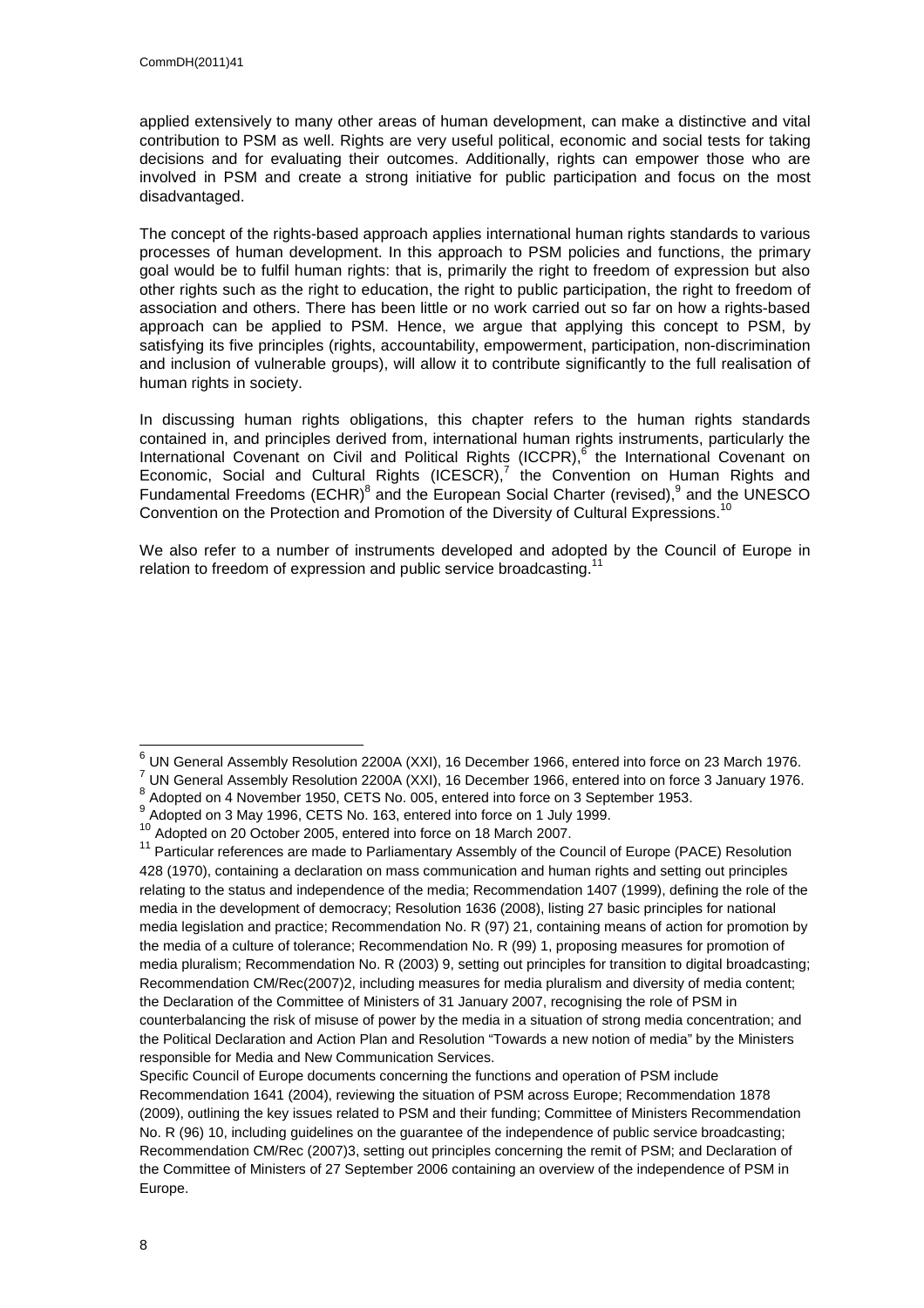applied extensively to many other areas of human development, can make a distinctive and vital contribution to PSM as well. Rights are very useful political, economic and social tests for taking decisions and for evaluating their outcomes. Additionally, rights can empower those who are involved in PSM and create a strong initiative for public participation and focus on the most disadvantaged.

The concept of the rights-based approach applies international human rights standards to various processes of human development. In this approach to PSM policies and functions, the primary goal would be to fulfil human rights: that is, primarily the right to freedom of expression but also other rights such as the right to education, the right to public participation, the right to freedom of association and others. There has been little or no work carried out so far on how a rights-based approach can be applied to PSM. Hence, we argue that applying this concept to PSM, by satisfying its five principles (rights, accountability, empowerment, participation, non-discrimination and inclusion of vulnerable groups), will allow it to contribute significantly to the full realisation of human rights in society.

In discussing human rights obligations, this chapter refers to the human rights standards contained in, and principles derived from, international human rights instruments, particularly the International Covenant on Civil and Political Rights (ICCPR),[6] the International Covenant on Economic, Social and Cultural Rights (ICESCR),[7] the Convention on Human Rights and Fundamental Freedoms (ECHR)[8] and the European Social Charter (revised),[9] and the UNESCO Convention on the Protection and Promotion of the Diversity of Cultural Expressions.[10]

We also refer to a number of instruments developed and adopted by the Council of Europe in relation to freedom of expression and public service broadcasting.[11]

---

[6] UN General Assembly Resolution 2200A (XXI), 16 December 1966, entered into force on 23 March 1976.

[7] UN General Assembly Resolution 2200A (XXI), 16 December 1966, entered into on force 3 January 1976.

[8] Adopted on 4 November 1950, CETS No. 005, entered into force on 3 September 1953.

[9] Adopted on 3 May 1996, CETS No. 163, entered into force on 1 July 1999.

[10] Adopted on 20 October 2005, entered into force on 18 March 2007.

[11] Particular references are made to Parliamentary Assembly of the Council of Europe (PACE) Resolution 428 (1970), containing a declaration on mass communication and human rights and setting out principles relating to the status and independence of the media; Recommendation 1407 (1999), defining the role of the media in the development of democracy; Resolution 1636 (2008), listing 27 basic principles for national media legislation and practice; Recommendation No. R (97) 21, containing means of action for promotion by the media of a culture of tolerance; Recommendation No. R (99) 1, proposing measures for promotion of media pluralism; Recommendation No. R (2003) 9, setting out principles for transition to digital broadcasting; Recommendation CM/Rec(2007)2, including measures for media pluralism and diversity of media content; the Declaration of the Committee of Ministers of 31 January 2007, recognising the role of PSM in counterbalancing the risk of misuse of power by the media in a situation of strong media concentration; and the Political Declaration and Action Plan and Resolution "Towards a new notion of media" by the Ministers responsible for Media and New Communication Services.

Specific Council of Europe documents concerning the functions and operation of PSM include Recommendation 1641 (2004), reviewing the situation of PSM across Europe; Recommendation 1878 (2009), outlining the key issues related to PSM and their funding; Committee of Ministers Recommendation No. R (96) 10, including guidelines on the guarantee of the independence of public service broadcasting; Recommendation CM/Rec (2007)3, setting out principles concerning the remit of PSM; and Declaration of the Committee of Ministers of 27 September 2006 containing an overview of the independence of PSM in Europe.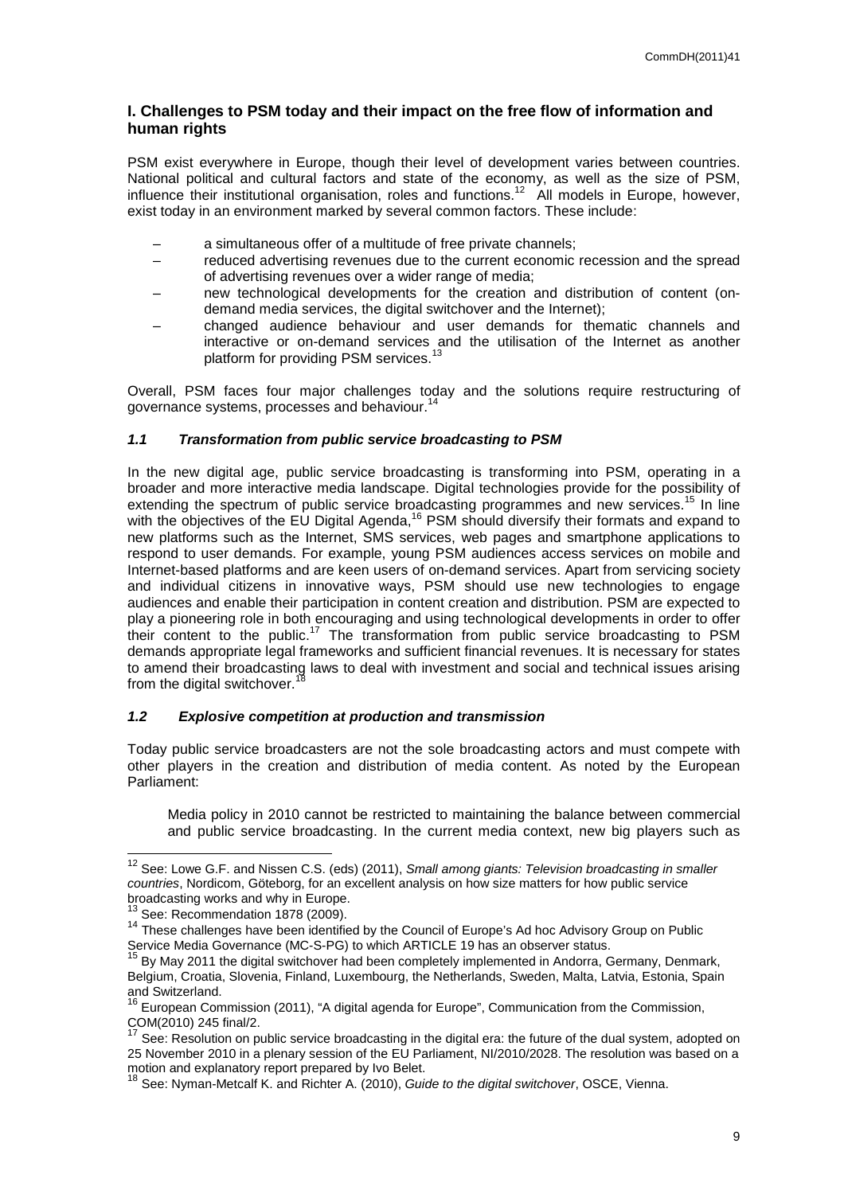## I. Challenges to PSM today and their impact on the free flow of information and human rights

PSM exist everywhere in Europe, though their level of development varies between countries. National political and cultural factors and state of the economy, as well as the size of PSM, influence their institutional organisation, roles and functions.[12] All models in Europe, however, exist today in an environment marked by several common factors. These include:

- a simultaneous offer of a multitude of free private channels;
- reduced advertising revenues due to the current economic recession and the spread of advertising revenues over a wider range of media;
- new technological developments for the creation and distribution of content (on-demand media services, the digital switchover and the Internet);
- changed audience behaviour and user demands for thematic channels and interactive or on-demand services and the utilisation of the Internet as another platform for providing PSM services.[13]

Overall, PSM faces four major challenges today and the solutions require restructuring of governance systems, processes and behaviour.[14]

### *1.1 Transformation from public service broadcasting to PSM*

In the new digital age, public service broadcasting is transforming into PSM, operating in a broader and more interactive media landscape. Digital technologies provide for the possibility of extending the spectrum of public service broadcasting programmes and new services.[15] In line with the objectives of the EU Digital Agenda,[16] PSM should diversify their formats and expand to new platforms such as the Internet, SMS services, web pages and smartphone applications to respond to user demands. For example, young PSM audiences access services on mobile and Internet-based platforms and are keen users of on-demand services. Apart from servicing society and individual citizens in innovative ways, PSM should use new technologies to engage audiences and enable their participation in content creation and distribution. PSM are expected to play a pioneering role in both encouraging and using technological developments in order to offer their content to the public.[17] The transformation from public service broadcasting to PSM demands appropriate legal frameworks and sufficient financial revenues. It is necessary for states to amend their broadcasting laws to deal with investment and social and technical issues arising from the digital switchover.[18]

### *1.2 Explosive competition at production and transmission*

Today public service broadcasters are not the sole broadcasting actors and must compete with other players in the creation and distribution of media content. As noted by the European Parliament:

> Media policy in 2010 cannot be restricted to maintaining the balance between commercial and public service broadcasting. In the current media context, new big players such as

---

[12] See: Lowe G.F. and Nissen C.S. (eds) (2011), *Small among giants: Television broadcasting in smaller countries*, Nordicom, Göteborg, for an excellent analysis on how size matters for how public service broadcasting works and why in Europe.

[13] See: Recommendation 1878 (2009).

[14] These challenges have been identified by the Council of Europe's Ad hoc Advisory Group on Public Service Media Governance (MC-S-PG) to which ARTICLE 19 has an observer status.

[15] By May 2011 the digital switchover had been completely implemented in Andorra, Germany, Denmark, Belgium, Croatia, Slovenia, Finland, Luxembourg, the Netherlands, Sweden, Malta, Latvia, Estonia, Spain and Switzerland.

[16] European Commission (2011), "A digital agenda for Europe", Communication from the Commission, COM(2010) 245 final/2.

[17] See: Resolution on public service broadcasting in the digital era: the future of the dual system, adopted on 25 November 2010 in a plenary session of the EU Parliament, NI/2010/2028. The resolution was based on a motion and explanatory report prepared by Ivo Belet.

[18] See: Nyman-Metcalf K. and Richter A. (2010), *Guide to the digital switchover*, OSCE, Vienna.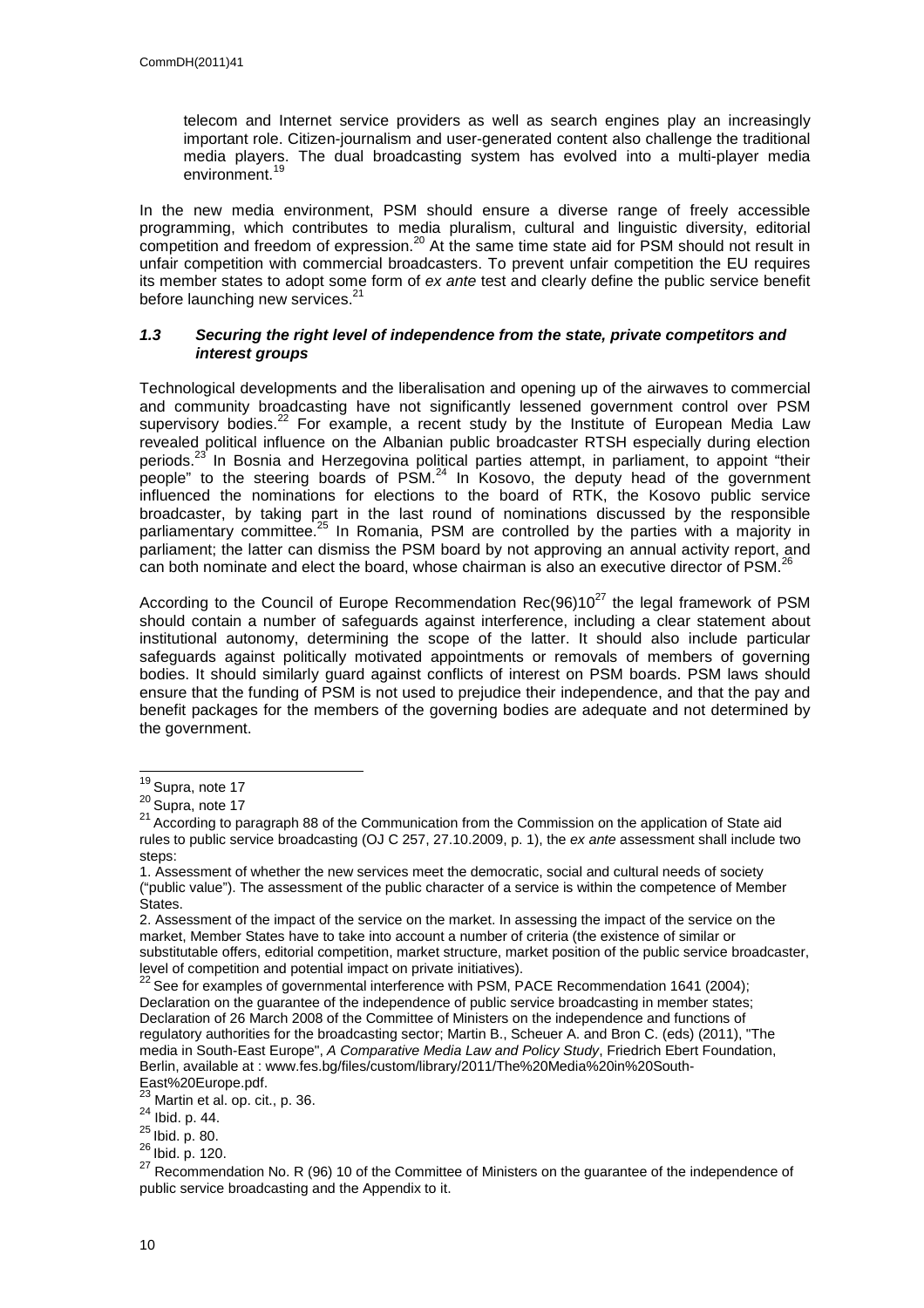telecom and Internet service providers as well as search engines play an increasingly important role. Citizen-journalism and user-generated content also challenge the traditional media players. The dual broadcasting system has evolved into a multi-player media environment.[19]

In the new media environment, PSM should ensure a diverse range of freely accessible programming, which contributes to media pluralism, cultural and linguistic diversity, editorial competition and freedom of expression.[20] At the same time state aid for PSM should not result in unfair competition with commercial broadcasters. To prevent unfair competition the EU requires its member states to adopt some form of *ex ante* test and clearly define the public service benefit before launching new services.[21]

### *1.3 Securing the right level of independence from the state, private competitors and interest groups*

Technological developments and the liberalisation and opening up of the airwaves to commercial and community broadcasting have not significantly lessened government control over PSM supervisory bodies.[22] For example, a recent study by the Institute of European Media Law revealed political influence on the Albanian public broadcaster RTSH especially during election periods.[23] In Bosnia and Herzegovina political parties attempt, in parliament, to appoint "their people" to the steering boards of PSM.[24] In Kosovo, the deputy head of the government influenced the nominations for elections to the board of RTK, the Kosovo public service broadcaster, by taking part in the last round of nominations discussed by the responsible parliamentary committee.[25] In Romania, PSM are controlled by the parties with a majority in parliament; the latter can dismiss the PSM board by not approving an annual activity report, and can both nominate and elect the board, whose chairman is also an executive director of PSM.[26]

According to the Council of Europe Recommendation Rec(96)10[27] the legal framework of PSM should contain a number of safeguards against interference, including a clear statement about institutional autonomy, determining the scope of the latter. It should also include particular safeguards against politically motivated appointments or removals of members of governing bodies. It should similarly guard against conflicts of interest on PSM boards. PSM laws should ensure that the funding of PSM is not used to prejudice their independence, and that the pay and benefit packages for the members of the governing bodies are adequate and not determined by the government.

---

[19] Supra, note 17

[20] Supra, note 17

[21] According to paragraph 88 of the Communication from the Commission on the application of State aid rules to public service broadcasting (OJ C 257, 27.10.2009, p. 1), the *ex ante* assessment shall include two steps:
1. Assessment of whether the new services meet the democratic, social and cultural needs of society ("public value"). The assessment of the public character of a service is within the competence of Member States.
2. Assessment of the impact of the service on the market. In assessing the impact of the service on the market, Member States have to take into account a number of criteria (the existence of similar or substitutable offers, editorial competition, market structure, market position of the public service broadcaster, level of competition and potential impact on private initiatives).

[22] See for examples of governmental interference with PSM, PACE Recommendation 1641 (2004); Declaration on the guarantee of the independence of public service broadcasting in member states; Declaration of 26 March 2008 of the Committee of Ministers on the independence and functions of regulatory authorities for the broadcasting sector; Martin B., Scheuer A. and Bron C. (eds) (2011), "The media in South-East Europe", *A Comparative Media Law and Policy Study*, Friedrich Ebert Foundation, Berlin, available at : www.fes.bg/files/custom/library/2011/The%20Media%20in%20South-East%20Europe.pdf.

[23] Martin et al. op. cit., p. 36.

[24] Ibid. p. 44.

[25] Ibid. p. 80.

[26] Ibid. p. 120.

[27] Recommendation No. R (96) 10 of the Committee of Ministers on the guarantee of the independence of public service broadcasting and the Appendix to it.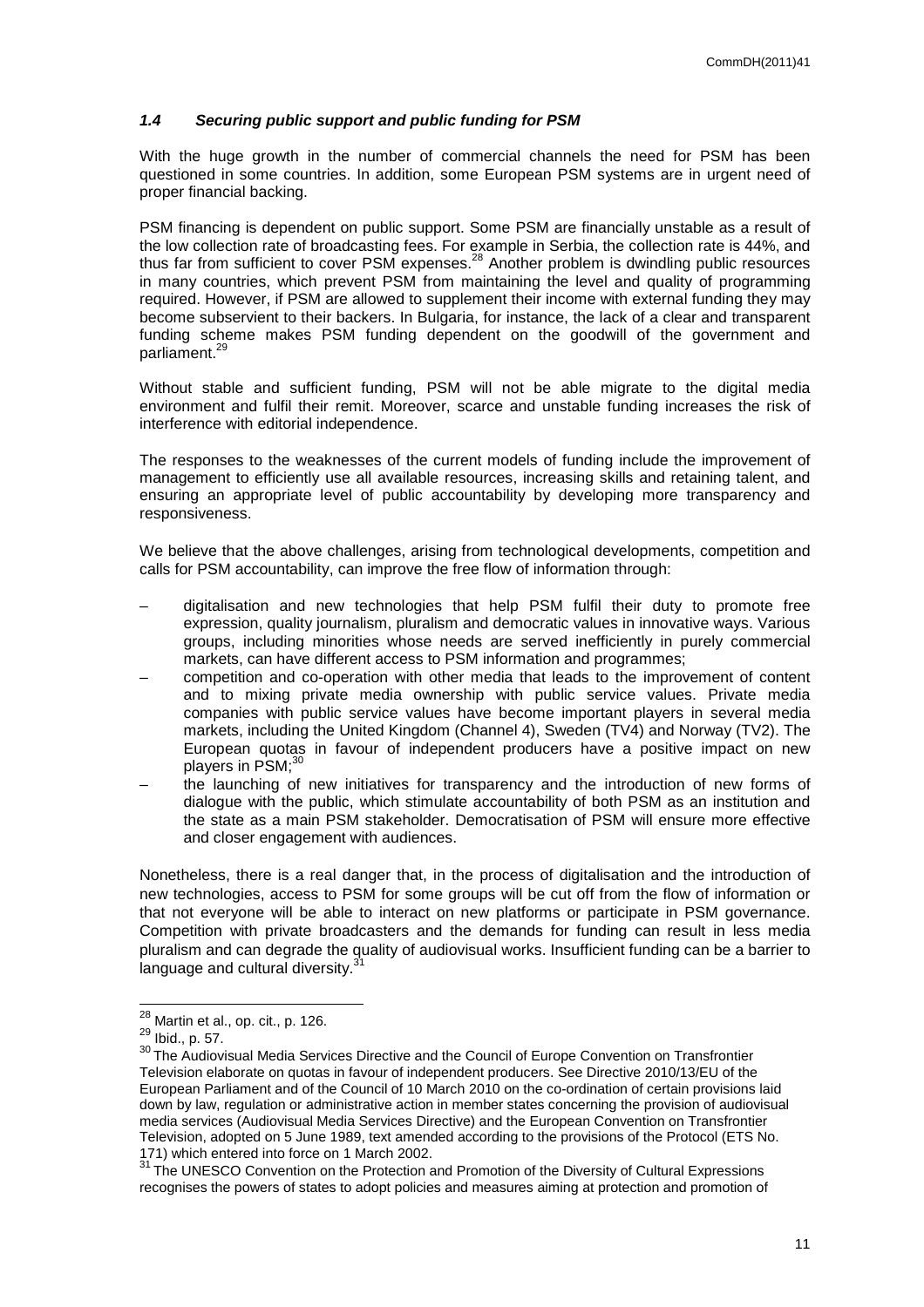### *1.4 Securing public support and public funding for PSM*

With the huge growth in the number of commercial channels the need for PSM has been questioned in some countries. In addition, some European PSM systems are in urgent need of proper financial backing.

PSM financing is dependent on public support. Some PSM are financially unstable as a result of the low collection rate of broadcasting fees. For example in Serbia, the collection rate is 44%, and thus far from sufficient to cover PSM expenses.[28] Another problem is dwindling public resources in many countries, which prevent PSM from maintaining the level and quality of programming required. However, if PSM are allowed to supplement their income with external funding they may become subservient to their backers. In Bulgaria, for instance, the lack of a clear and transparent funding scheme makes PSM funding dependent on the goodwill of the government and parliament.[29]

Without stable and sufficient funding, PSM will not be able migrate to the digital media environment and fulfil their remit. Moreover, scarce and unstable funding increases the risk of interference with editorial independence.

The responses to the weaknesses of the current models of funding include the improvement of management to efficiently use all available resources, increasing skills and retaining talent, and ensuring an appropriate level of public accountability by developing more transparency and responsiveness.

We believe that the above challenges, arising from technological developments, competition and calls for PSM accountability, can improve the free flow of information through:

- digitalisation and new technologies that help PSM fulfil their duty to promote free expression, quality journalism, pluralism and democratic values in innovative ways. Various groups, including minorities whose needs are served inefficiently in purely commercial markets, can have different access to PSM information and programmes;
- competition and co-operation with other media that leads to the improvement of content and to mixing private media ownership with public service values. Private media companies with public service values have become important players in several media markets, including the United Kingdom (Channel 4), Sweden (TV4) and Norway (TV2). The European quotas in favour of independent producers have a positive impact on new players in PSM;[30]
- the launching of new initiatives for transparency and the introduction of new forms of dialogue with the public, which stimulate accountability of both PSM as an institution and the state as a main PSM stakeholder. Democratisation of PSM will ensure more effective and closer engagement with audiences.

Nonetheless, there is a real danger that, in the process of digitalisation and the introduction of new technologies, access to PSM for some groups will be cut off from the flow of information or that not everyone will be able to interact on new platforms or participate in PSM governance. Competition with private broadcasters and the demands for funding can result in less media pluralism and can degrade the quality of audiovisual works. Insufficient funding can be a barrier to language and cultural diversity.[31]

---

[28] Martin et al., op. cit., p. 126.

[29] Ibid., p. 57.

[30] The Audiovisual Media Services Directive and the Council of Europe Convention on Transfrontier Television elaborate on quotas in favour of independent producers. See Directive 2010/13/EU of the European Parliament and of the Council of 10 March 2010 on the co-ordination of certain provisions laid down by law, regulation or administrative action in member states concerning the provision of audiovisual media services (Audiovisual Media Services Directive) and the European Convention on Transfrontier Television, adopted on 5 June 1989, text amended according to the provisions of the Protocol (ETS No. 171) which entered into force on 1 March 2002.

[31] The UNESCO Convention on the Protection and Promotion of the Diversity of Cultural Expressions recognises the powers of states to adopt policies and measures aiming at protection and promotion of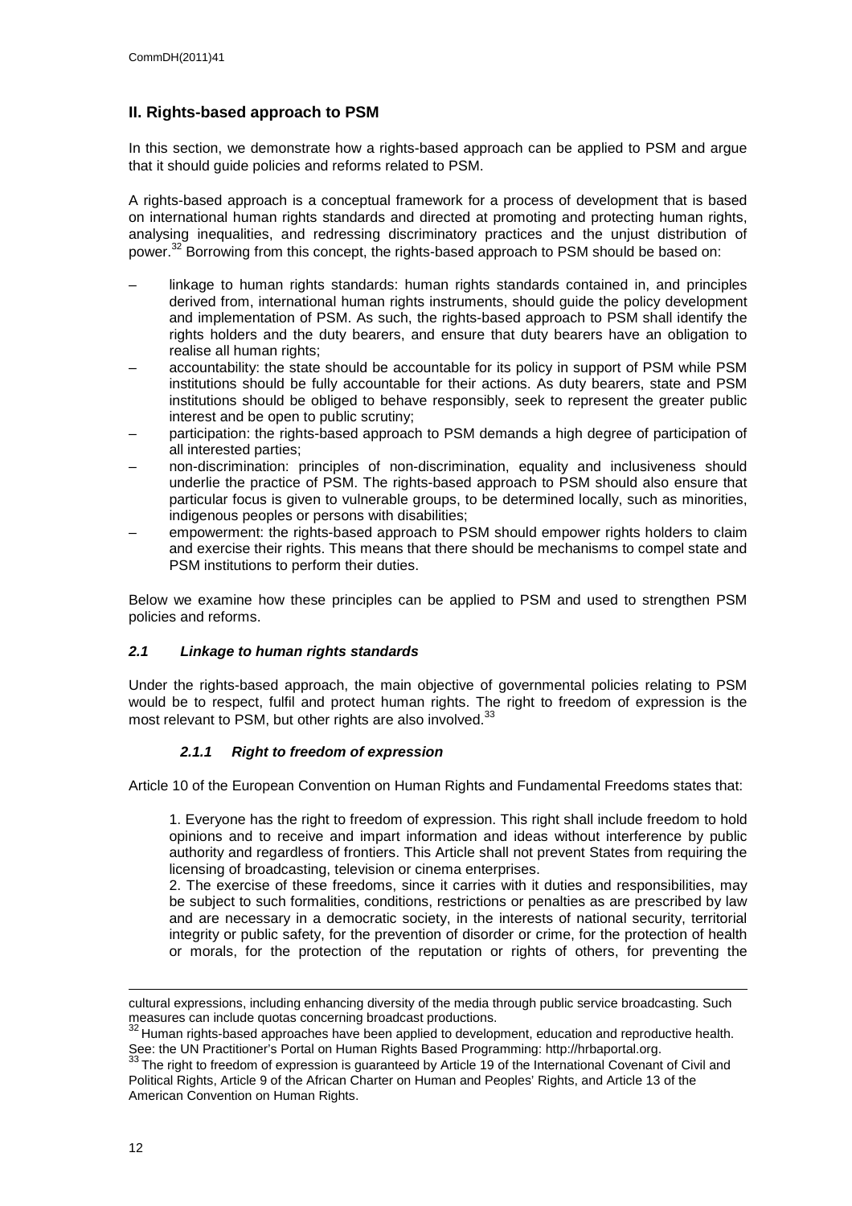## II. Rights-based approach to PSM

In this section, we demonstrate how a rights-based approach can be applied to PSM and argue that it should guide policies and reforms related to PSM.

A rights-based approach is a conceptual framework for a process of development that is based on international human rights standards and directed at promoting and protecting human rights, analysing inequalities, and redressing discriminatory practices and the unjust distribution of power.[32] Borrowing from this concept, the rights-based approach to PSM should be based on:

- linkage to human rights standards: human rights standards contained in, and principles derived from, international human rights instruments, should guide the policy development and implementation of PSM. As such, the rights-based approach to PSM shall identify the rights holders and the duty bearers, and ensure that duty bearers have an obligation to realise all human rights;
- accountability: the state should be accountable for its policy in support of PSM while PSM institutions should be fully accountable for their actions. As duty bearers, state and PSM institutions should be obliged to behave responsibly, seek to represent the greater public interest and be open to public scrutiny;
- participation: the rights-based approach to PSM demands a high degree of participation of all interested parties;
- non-discrimination: principles of non-discrimination, equality and inclusiveness should underlie the practice of PSM. The rights-based approach to PSM should also ensure that particular focus is given to vulnerable groups, to be determined locally, such as minorities, indigenous peoples or persons with disabilities;
- empowerment: the rights-based approach to PSM should empower rights holders to claim and exercise their rights. This means that there should be mechanisms to compel state and PSM institutions to perform their duties.

Below we examine how these principles can be applied to PSM and used to strengthen PSM policies and reforms.

### *2.1 Linkage to human rights standards*

Under the rights-based approach, the main objective of governmental policies relating to PSM would be to respect, fulfil and protect human rights. The right to freedom of expression is the most relevant to PSM, but other rights are also involved.[33]

#### *2.1.1 Right to freedom of expression*

Article 10 of the European Convention on Human Rights and Fundamental Freedoms states that:

> 1. Everyone has the right to freedom of expression. This right shall include freedom to hold opinions and to receive and impart information and ideas without interference by public authority and regardless of frontiers. This Article shall not prevent States from requiring the licensing of broadcasting, television or cinema enterprises.
>
> 2. The exercise of these freedoms, since it carries with it duties and responsibilities, may be subject to such formalities, conditions, restrictions or penalties as are prescribed by law and are necessary in a democratic society, in the interests of national security, territorial integrity or public safety, for the prevention of disorder or crime, for the protection of health or morals, for the protection of the reputation or rights of others, for preventing the

---

cultural expressions, including enhancing diversity of the media through public service broadcasting. Such measures can include quotas concerning broadcast productions.

[32] Human rights-based approaches have been applied to development, education and reproductive health. See: the UN Practitioner's Portal on Human Rights Based Programming: http://hrbaportal.org.

[33] The right to freedom of expression is guaranteed by Article 19 of the International Covenant of Civil and Political Rights, Article 9 of the African Charter on Human and Peoples' Rights, and Article 13 of the American Convention on Human Rights.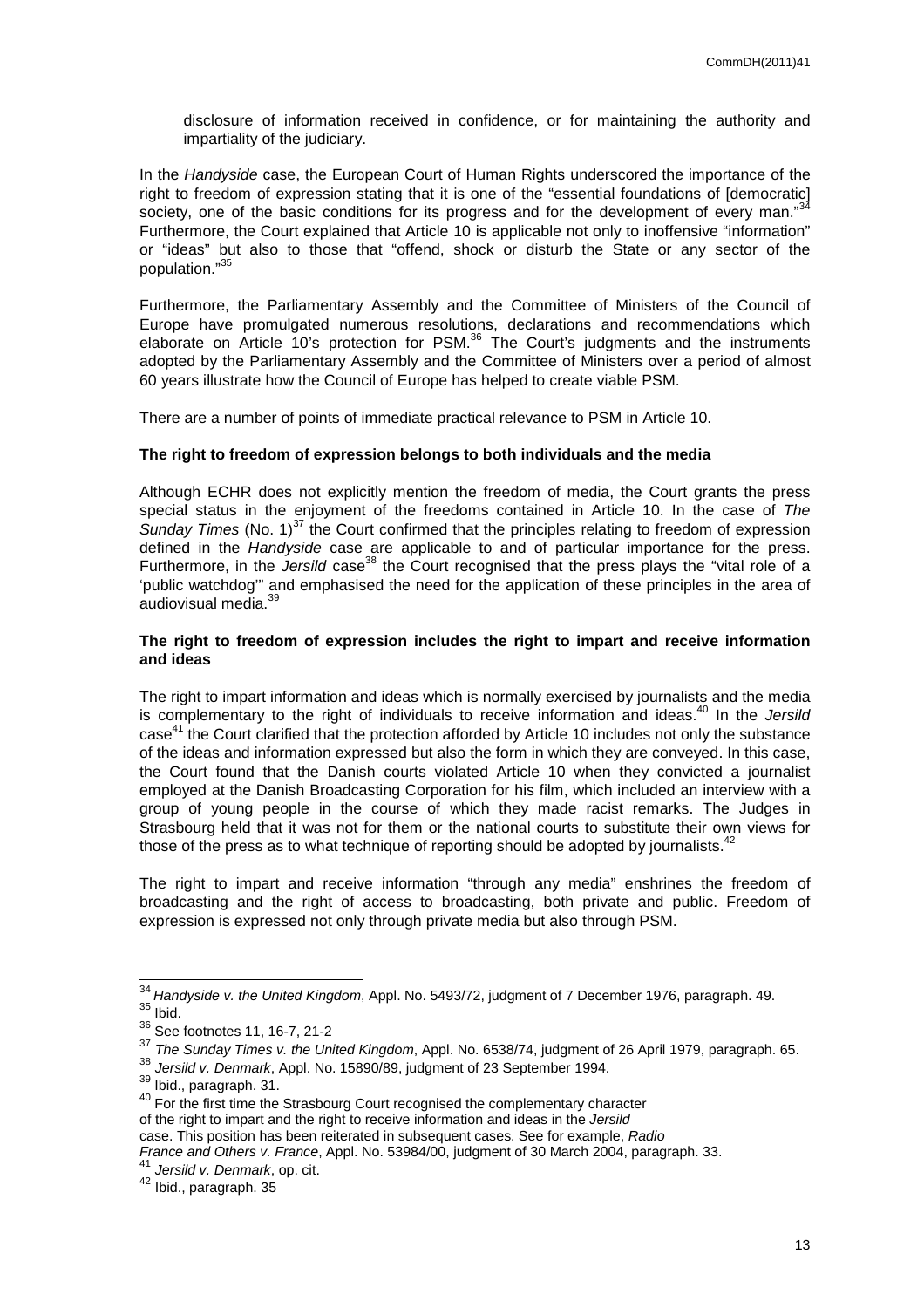disclosure of information received in confidence, or for maintaining the authority and impartiality of the judiciary.

In the *Handyside* case, the European Court of Human Rights underscored the importance of the right to freedom of expression stating that it is one of the "essential foundations of [democratic] society, one of the basic conditions for its progress and for the development of every man."[34] Furthermore, the Court explained that Article 10 is applicable not only to inoffensive "information" or "ideas" but also to those that "offend, shock or disturb the State or any sector of the population."[35]

Furthermore, the Parliamentary Assembly and the Committee of Ministers of the Council of Europe have promulgated numerous resolutions, declarations and recommendations which elaborate on Article 10's protection for PSM.[36] The Court's judgments and the instruments adopted by the Parliamentary Assembly and the Committee of Ministers over a period of almost 60 years illustrate how the Council of Europe has helped to create viable PSM.

There are a number of points of immediate practical relevance to PSM in Article 10.

**The right to freedom of expression belongs to both individuals and the media**

Although ECHR does not explicitly mention the freedom of media, the Court grants the press special status in the enjoyment of the freedoms contained in Article 10. In the case of *The Sunday Times* (No. 1)[37] the Court confirmed that the principles relating to freedom of expression defined in the *Handyside* case are applicable to and of particular importance for the press. Furthermore, in the *Jersild* case[38] the Court recognised that the press plays the "vital role of a 'public watchdog'" and emphasised the need for the application of these principles in the area of audiovisual media.[39]

**The right to freedom of expression includes the right to impart and receive information and ideas**

The right to impart information and ideas which is normally exercised by journalists and the media is complementary to the right of individuals to receive information and ideas.[40] In the *Jersild* case[41] the Court clarified that the protection afforded by Article 10 includes not only the substance of the ideas and information expressed but also the form in which they are conveyed. In this case, the Court found that the Danish courts violated Article 10 when they convicted a journalist employed at the Danish Broadcasting Corporation for his film, which included an interview with a group of young people in the course of which they made racist remarks. The Judges in Strasbourg held that it was not for them or the national courts to substitute their own views for those of the press as to what technique of reporting should be adopted by journalists.[42]

The right to impart and receive information "through any media" enshrines the freedom of broadcasting and the right of access to broadcasting, both private and public. Freedom of expression is expressed not only through private media but also through PSM.

---

[34] *Handyside v. the United Kingdom*, Appl. No. 5493/72, judgment of 7 December 1976, paragraph. 49.

[35] Ibid.

[36] See footnotes 11, 16-7, 21-2

[37] *The Sunday Times v. the United Kingdom*, Appl. No. 6538/74, judgment of 26 April 1979, paragraph. 65.

[38] *Jersild v. Denmark*, Appl. No. 15890/89, judgment of 23 September 1994.

[39] Ibid., paragraph. 31.

[40] For the first time the Strasbourg Court recognised the complementary character of the right to impart and the right to receive information and ideas in the *Jersild* case. This position has been reiterated in subsequent cases. See for example, *Radio France and Others v. France*, Appl. No. 53984/00, judgment of 30 March 2004, paragraph. 33.

[41] *Jersild v. Denmark*, op. cit.

[42] Ibid., paragraph. 35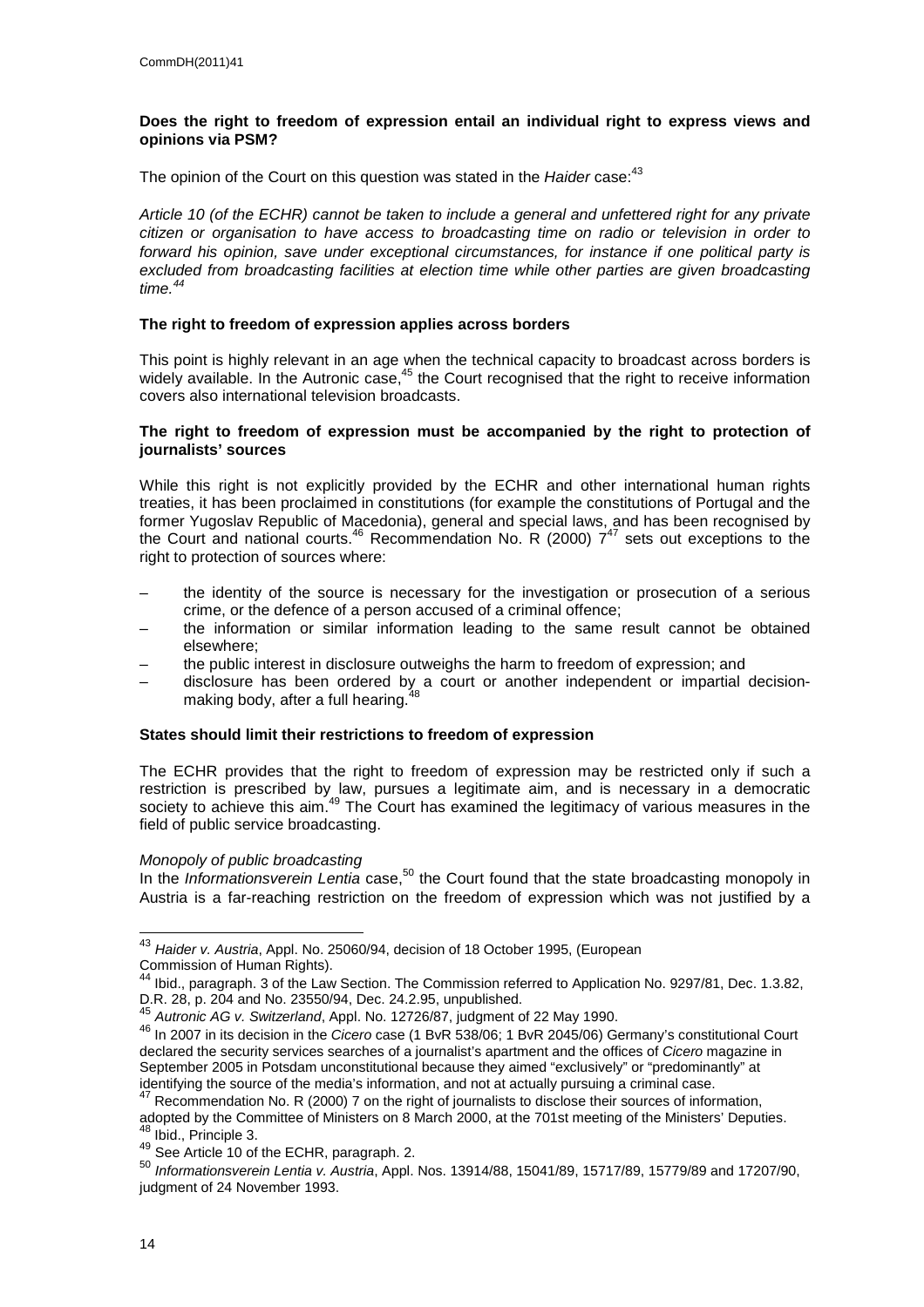**Does the right to freedom of expression entail an individual right to express views and opinions via PSM?**

The opinion of the Court on this question was stated in the *Haider* case:[43]

*Article 10 (of the ECHR) cannot be taken to include a general and unfettered right for any private citizen or organisation to have access to broadcasting time on radio or television in order to forward his opinion, save under exceptional circumstances, for instance if one political party is excluded from broadcasting facilities at election time while other parties are given broadcasting time.*[44]

**The right to freedom of expression applies across borders**

This point is highly relevant in an age when the technical capacity to broadcast across borders is widely available. In the Autronic case,[45] the Court recognised that the right to receive information covers also international television broadcasts.

**The right to freedom of expression must be accompanied by the right to protection of journalists' sources**

While this right is not explicitly provided by the ECHR and other international human rights treaties, it has been proclaimed in constitutions (for example the constitutions of Portugal and the former Yugoslav Republic of Macedonia), general and special laws, and has been recognised by the Court and national courts.[46] Recommendation No. R (2000) 7[47] sets out exceptions to the right to protection of sources where:

– the identity of the source is necessary for the investigation or prosecution of a serious crime, or the defence of a person accused of a criminal offence;
– the information or similar information leading to the same result cannot be obtained elsewhere;
– the public interest in disclosure outweighs the harm to freedom of expression; and
– disclosure has been ordered by a court or another independent or impartial decision-making body, after a full hearing.[48]

**States should limit their restrictions to freedom of expression**

The ECHR provides that the right to freedom of expression may be restricted only if such a restriction is prescribed by law, pursues a legitimate aim, and is necessary in a democratic society to achieve this aim.[49] The Court has examined the legitimacy of various measures in the field of public service broadcasting.

*Monopoly of public broadcasting*

In the *Informationsverein Lentia* case,[50] the Court found that the state broadcasting monopoly in Austria is a far-reaching restriction on the freedom of expression which was not justified by a

---

[43] *Haider v. Austria*, Appl. No. 25060/94, decision of 18 October 1995, (European Commission of Human Rights).

[44] Ibid., paragraph. 3 of the Law Section. The Commission referred to Application No. 9297/81, Dec. 1.3.82, D.R. 28, p. 204 and No. 23550/94, Dec. 24.2.95, unpublished.

[45] *Autronic AG v. Switzerland*, Appl. No. 12726/87, judgment of 22 May 1990.

[46] In 2007 in its decision in the *Cicero* case (1 BvR 538/06; 1 BvR 2045/06) Germany's constitutional Court declared the security services searches of a journalist's apartment and the offices of *Cicero* magazine in September 2005 in Potsdam unconstitutional because they aimed "exclusively" or "predominantly" at identifying the source of the media's information, and not at actually pursuing a criminal case.

[47] Recommendation No. R (2000) 7 on the right of journalists to disclose their sources of information, adopted by the Committee of Ministers on 8 March 2000, at the 701st meeting of the Ministers' Deputies.

[48] Ibid., Principle 3.

[49] See Article 10 of the ECHR, paragraph. 2.

[50] *Informationsverein Lentia v. Austria*, Appl. Nos. 13914/88, 15041/89, 15717/89, 15779/89 and 17207/90, judgment of 24 November 1993.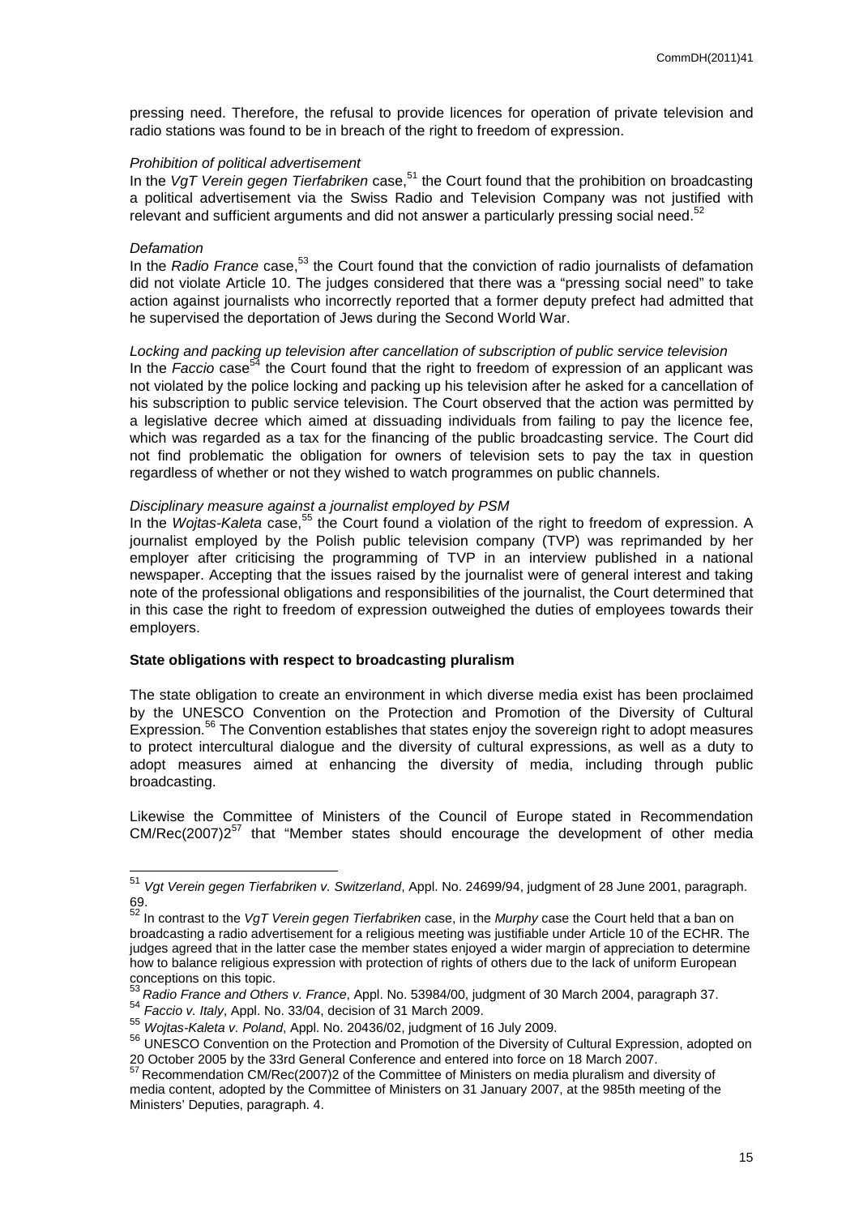pressing need. Therefore, the refusal to provide licences for operation of private television and radio stations was found to be in breach of the right to freedom of expression.

*Prohibition of political advertisement*

In the *VgT Verein gegen Tierfabriken* case,[51] the Court found that the prohibition on broadcasting a political advertisement via the Swiss Radio and Television Company was not justified with relevant and sufficient arguments and did not answer a particularly pressing social need.[52]

*Defamation*

In the *Radio France* case,[53] the Court found that the conviction of radio journalists of defamation did not violate Article 10. The judges considered that there was a "pressing social need" to take action against journalists who incorrectly reported that a former deputy prefect had admitted that he supervised the deportation of Jews during the Second World War.

*Locking and packing up television after cancellation of subscription of public service television*

In the *Faccio* case[54] the Court found that the right to freedom of expression of an applicant was not violated by the police locking and packing up his television after he asked for a cancellation of his subscription to public service television. The Court observed that the action was permitted by a legislative decree which aimed at dissuading individuals from failing to pay the licence fee, which was regarded as a tax for the financing of the public broadcasting service. The Court did not find problematic the obligation for owners of television sets to pay the tax in question regardless of whether or not they wished to watch programmes on public channels.

*Disciplinary measure against a journalist employed by PSM*

In the *Wojtas-Kaleta* case,[55] the Court found a violation of the right to freedom of expression. A journalist employed by the Polish public television company (TVP) was reprimanded by her employer after criticising the programming of TVP in an interview published in a national newspaper. Accepting that the issues raised by the journalist were of general interest and taking note of the professional obligations and responsibilities of the journalist, the Court determined that in this case the right to freedom of expression outweighed the duties of employees towards their employers.

**State obligations with respect to broadcasting pluralism**

The state obligation to create an environment in which diverse media exist has been proclaimed by the UNESCO Convention on the Protection and Promotion of the Diversity of Cultural Expression.[56] The Convention establishes that states enjoy the sovereign right to adopt measures to protect intercultural dialogue and the diversity of cultural expressions, as well as a duty to adopt measures aimed at enhancing the diversity of media, including through public broadcasting.

Likewise the Committee of Ministers of the Council of Europe stated in Recommendation CM/Rec(2007)2[57] that "Member states should encourage the development of other media

---

[51] *Vgt Verein gegen Tierfabriken v. Switzerland*, Appl. No. 24699/94, judgment of 28 June 2001, paragraph. 69.

[52] In contrast to the *VgT Verein gegen Tierfabriken* case, in the *Murphy* case the Court held that a ban on broadcasting a radio advertisement for a religious meeting was justifiable under Article 10 of the ECHR. The judges agreed that in the latter case the member states enjoyed a wider margin of appreciation to determine how to balance religious expression with protection of rights of others due to the lack of uniform European conceptions on this topic.

[53] *Radio France and Others v. France*, Appl. No. 53984/00, judgment of 30 March 2004, paragraph 37.

[54] *Faccio v. Italy*, Appl. No. 33/04, decision of 31 March 2009.

[55] *Wojtas-Kaleta v. Poland*, Appl. No. 20436/02, judgment of 16 July 2009.

[56] UNESCO Convention on the Protection and Promotion of the Diversity of Cultural Expression, adopted on 20 October 2005 by the 33rd General Conference and entered into force on 18 March 2007.

[57] Recommendation CM/Rec(2007)2 of the Committee of Ministers on media pluralism and diversity of media content, adopted by the Committee of Ministers on 31 January 2007, at the 985th meeting of the Ministers' Deputies, paragraph. 4.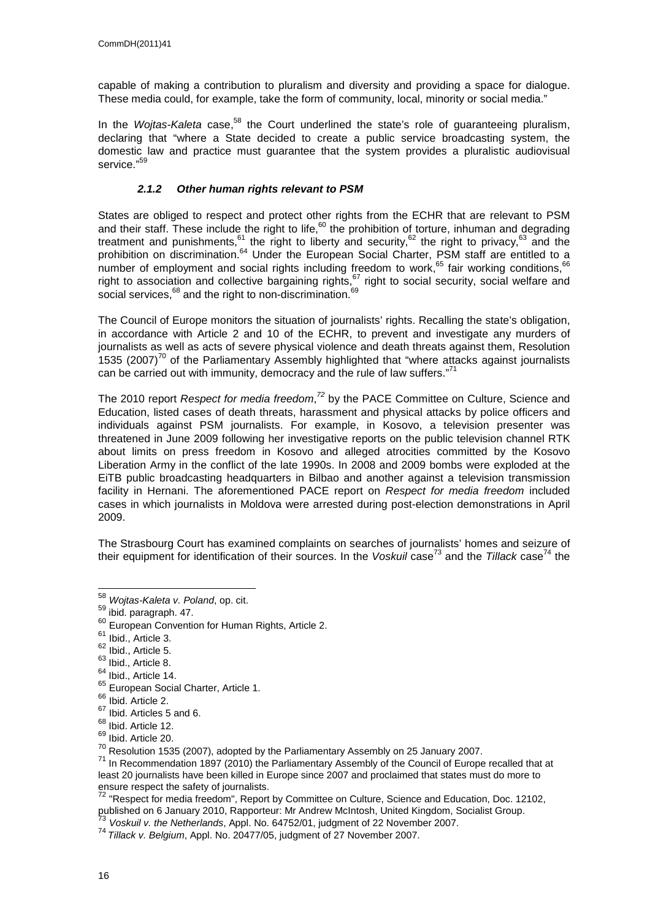capable of making a contribution to pluralism and diversity and providing a space for dialogue. These media could, for example, take the form of community, local, minority or social media."

In the *Wojtas-Kaleta* case,[58] the Court underlined the state's role of guaranteeing pluralism, declaring that "where a State decided to create a public service broadcasting system, the domestic law and practice must guarantee that the system provides a pluralistic audiovisual service."[59]

#### *2.1.2 Other human rights relevant to PSM*

States are obliged to respect and protect other rights from the ECHR that are relevant to PSM and their staff. These include the right to life,[60] the prohibition of torture, inhuman and degrading treatment and punishments,[61] the right to liberty and security,[62] the right to privacy,[63] and the prohibition on discrimination.[64] Under the European Social Charter, PSM staff are entitled to a number of employment and social rights including freedom to work,[65] fair working conditions,[66] right to association and collective bargaining rights,[67] right to social security, social welfare and social services,[68] and the right to non-discrimination.[69]

The Council of Europe monitors the situation of journalists' rights. Recalling the state's obligation, in accordance with Article 2 and 10 of the ECHR, to prevent and investigate any murders of journalists as well as acts of severe physical violence and death threats against them, Resolution 1535 (2007)[70] of the Parliamentary Assembly highlighted that "where attacks against journalists can be carried out with immunity, democracy and the rule of law suffers."[71]

The 2010 report *Respect for media freedom*,[72] by the PACE Committee on Culture, Science and Education, listed cases of death threats, harassment and physical attacks by police officers and individuals against PSM journalists. For example, in Kosovo, a television presenter was threatened in June 2009 following her investigative reports on the public television channel RTK about limits on press freedom in Kosovo and alleged atrocities committed by the Kosovo Liberation Army in the conflict of the late 1990s. In 2008 and 2009 bombs were exploded at the EiTB public broadcasting headquarters in Bilbao and another against a television transmission facility in Hernani. The aforementioned PACE report on *Respect for media freedom* included cases in which journalists in Moldova were arrested during post-election demonstrations in April 2009.

The Strasbourg Court has examined complaints on searches of journalists' homes and seizure of their equipment for identification of their sources. In the *Voskuil* case[73] and the *Tillack* case[74] the

---

[58] *Wojtas-Kaleta v. Poland*, op. cit.

[59] ibid. paragraph. 47.

[60] European Convention for Human Rights, Article 2.

[61] Ibid., Article 3.

[62] Ibid., Article 5.

[63] Ibid., Article 8.

[64] Ibid., Article 14.

[65] European Social Charter, Article 1.

[66] Ibid. Article 2.

[67] Ibid. Articles 5 and 6.

[68] Ibid. Article 12.

[69] Ibid. Article 20.

[70] Resolution 1535 (2007), adopted by the Parliamentary Assembly on 25 January 2007.

[71] In Recommendation 1897 (2010) the Parliamentary Assembly of the Council of Europe recalled that at least 20 journalists have been killed in Europe since 2007 and proclaimed that states must do more to ensure respect the safety of journalists.

[72] "Respect for media freedom", Report by Committee on Culture, Science and Education, Doc. 12102, published on 6 January 2010, Rapporteur: Mr Andrew McIntosh, United Kingdom, Socialist Group.

[73] *Voskuil v. the Netherlands*, Appl. No. 64752/01, judgment of 22 November 2007.

[74] *Tillack v. Belgium*, Appl. No. 20477/05, judgment of 27 November 2007.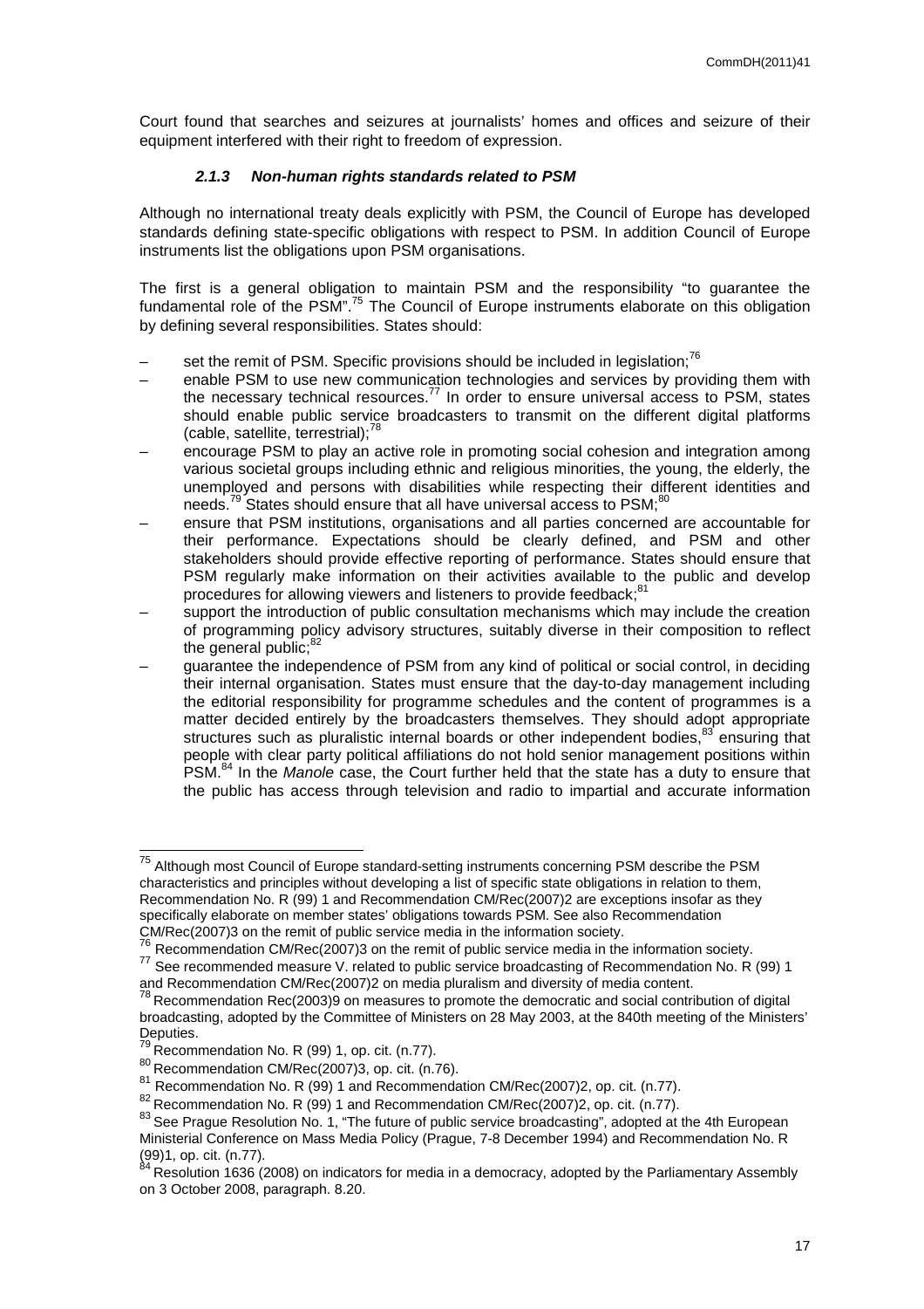Court found that searches and seizures at journalists' homes and offices and seizure of their equipment interfered with their right to freedom of expression.

#### *2.1.3 Non-human rights standards related to PSM*

Although no international treaty deals explicitly with PSM, the Council of Europe has developed standards defining state-specific obligations with respect to PSM. In addition Council of Europe instruments list the obligations upon PSM organisations.

The first is a general obligation to maintain PSM and the responsibility "to guarantee the fundamental role of the PSM".[75] The Council of Europe instruments elaborate on this obligation by defining several responsibilities. States should:

– set the remit of PSM. Specific provisions should be included in legislation;[76]

– enable PSM to use new communication technologies and services by providing them with the necessary technical resources.[77] In order to ensure universal access to PSM, states should enable public service broadcasters to transmit on the different digital platforms (cable, satellite, terrestrial);[78]

– encourage PSM to play an active role in promoting social cohesion and integration among various societal groups including ethnic and religious minorities, the young, the elderly, the unemployed and persons with disabilities while respecting their different identities and needs.[79] States should ensure that all have universal access to PSM;[80]

– ensure that PSM institutions, organisations and all parties concerned are accountable for their performance. Expectations should be clearly defined, and PSM and other stakeholders should provide effective reporting of performance. States should ensure that PSM regularly make information on their activities available to the public and develop procedures for allowing viewers and listeners to provide feedback;[81]

– support the introduction of public consultation mechanisms which may include the creation of programming policy advisory structures, suitably diverse in their composition to reflect the general public;[82]

– guarantee the independence of PSM from any kind of political or social control, in deciding their internal organisation. States must ensure that the day-to-day management including the editorial responsibility for programme schedules and the content of programmes is a matter decided entirely by the broadcasters themselves. They should adopt appropriate structures such as pluralistic internal boards or other independent bodies,[83] ensuring that people with clear party political affiliations do not hold senior management positions within PSM.[84] In the *Manole* case, the Court further held that the state has a duty to ensure that the public has access through television and radio to impartial and accurate information

---

[75] Although most Council of Europe standard-setting instruments concerning PSM describe the PSM characteristics and principles without developing a list of specific state obligations in relation to them, Recommendation No. R (99) 1 and Recommendation CM/Rec(2007)2 are exceptions insofar as they specifically elaborate on member states' obligations towards PSM. See also Recommendation CM/Rec(2007)3 on the remit of public service media in the information society.

[76] Recommendation CM/Rec(2007)3 on the remit of public service media in the information society.

[77] See recommended measure V. related to public service broadcasting of Recommendation No. R (99) 1 and Recommendation CM/Rec(2007)2 on media pluralism and diversity of media content.

[78] Recommendation Rec(2003)9 on measures to promote the democratic and social contribution of digital broadcasting, adopted by the Committee of Ministers on 28 May 2003, at the 840th meeting of the Ministers' Deputies.

[79] Recommendation No. R (99) 1, op. cit. (n.77).

[80] Recommendation CM/Rec(2007)3, op. cit. (n.76).

[81] Recommendation No. R (99) 1 and Recommendation CM/Rec(2007)2, op. cit. (n.77).

[82] Recommendation No. R (99) 1 and Recommendation CM/Rec(2007)2, op. cit. (n.77).

[83] See Prague Resolution No. 1, "The future of public service broadcasting", adopted at the 4th European Ministerial Conference on Mass Media Policy (Prague, 7-8 December 1994) and Recommendation No. R (99)1, op. cit. (n.77).

[84] Resolution 1636 (2008) on indicators for media in a democracy, adopted by the Parliamentary Assembly on 3 October 2008, paragraph. 8.20.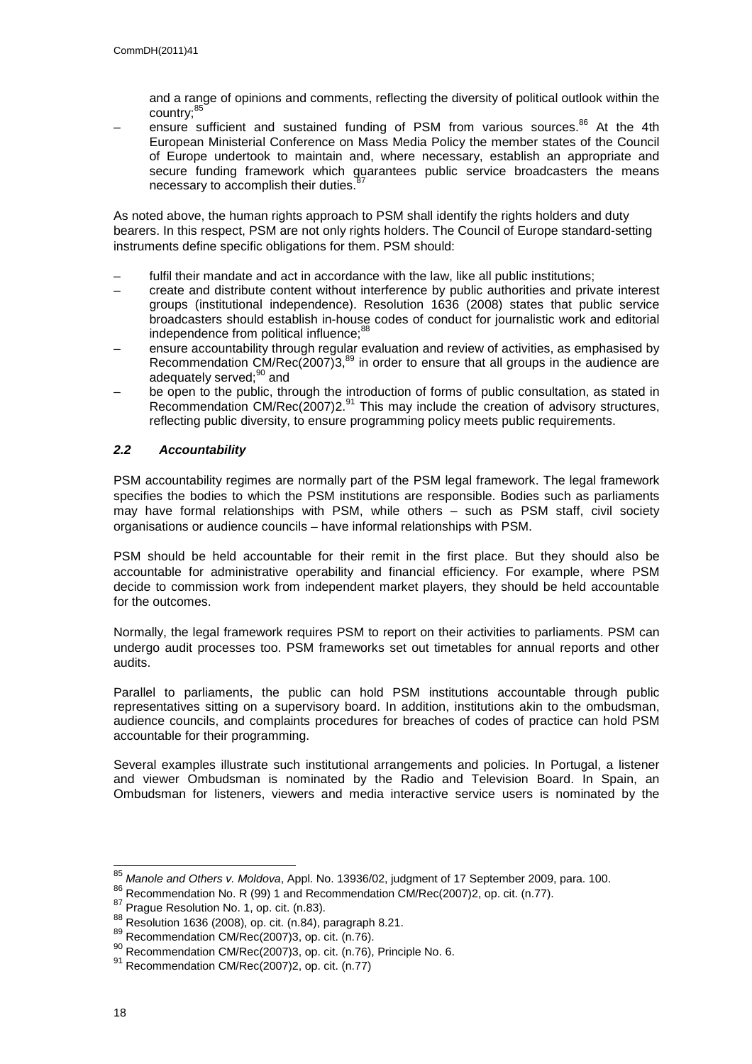and a range of opinions and comments, reflecting the diversity of political outlook within the country;[85]

– ensure sufficient and sustained funding of PSM from various sources.[86] At the 4th European Ministerial Conference on Mass Media Policy the member states of the Council of Europe undertook to maintain and, where necessary, establish an appropriate and secure funding framework which guarantees public service broadcasters the means necessary to accomplish their duties.[87]

As noted above, the human rights approach to PSM shall identify the rights holders and duty bearers. In this respect, PSM are not only rights holders. The Council of Europe standard-setting instruments define specific obligations for them. PSM should:

– fulfil their mandate and act in accordance with the law, like all public institutions;
– create and distribute content without interference by public authorities and private interest groups (institutional independence). Resolution 1636 (2008) states that public service broadcasters should establish in-house codes of conduct for journalistic work and editorial independence from political influence;[88]
– ensure accountability through regular evaluation and review of activities, as emphasised by Recommendation CM/Rec(2007)3,[89] in order to ensure that all groups in the audience are adequately served;[90] and
– be open to the public, through the introduction of forms of public consultation, as stated in Recommendation CM/Rec(2007)2.[91] This may include the creation of advisory structures, reflecting public diversity, to ensure programming policy meets public requirements.

### *2.2 Accountability*

PSM accountability regimes are normally part of the PSM legal framework. The legal framework specifies the bodies to which the PSM institutions are responsible. Bodies such as parliaments may have formal relationships with PSM, while others – such as PSM staff, civil society organisations or audience councils – have informal relationships with PSM.

PSM should be held accountable for their remit in the first place. But they should also be accountable for administrative operability and financial efficiency. For example, where PSM decide to commission work from independent market players, they should be held accountable for the outcomes.

Normally, the legal framework requires PSM to report on their activities to parliaments. PSM can undergo audit processes too. PSM frameworks set out timetables for annual reports and other audits.

Parallel to parliaments, the public can hold PSM institutions accountable through public representatives sitting on a supervisory board. In addition, institutions akin to the ombudsman, audience councils, and complaints procedures for breaches of codes of practice can hold PSM accountable for their programming.

Several examples illustrate such institutional arrangements and policies. In Portugal, a listener and viewer Ombudsman is nominated by the Radio and Television Board. In Spain, an Ombudsman for listeners, viewers and media interactive service users is nominated by the

---

[85] *Manole and Others v. Moldova*, Appl. No. 13936/02, judgment of 17 September 2009, para. 100.
[86] Recommendation No. R (99) 1 and Recommendation CM/Rec(2007)2, op. cit. (n.77).
[87] Prague Resolution No. 1, op. cit. (n.83).
[88] Resolution 1636 (2008), op. cit. (n.84), paragraph 8.21.
[89] Recommendation CM/Rec(2007)3, op. cit. (n.76).
[90] Recommendation CM/Rec(2007)3, op. cit. (n.76), Principle No. 6.
[91] Recommendation CM/Rec(2007)2, op. cit. (n.77)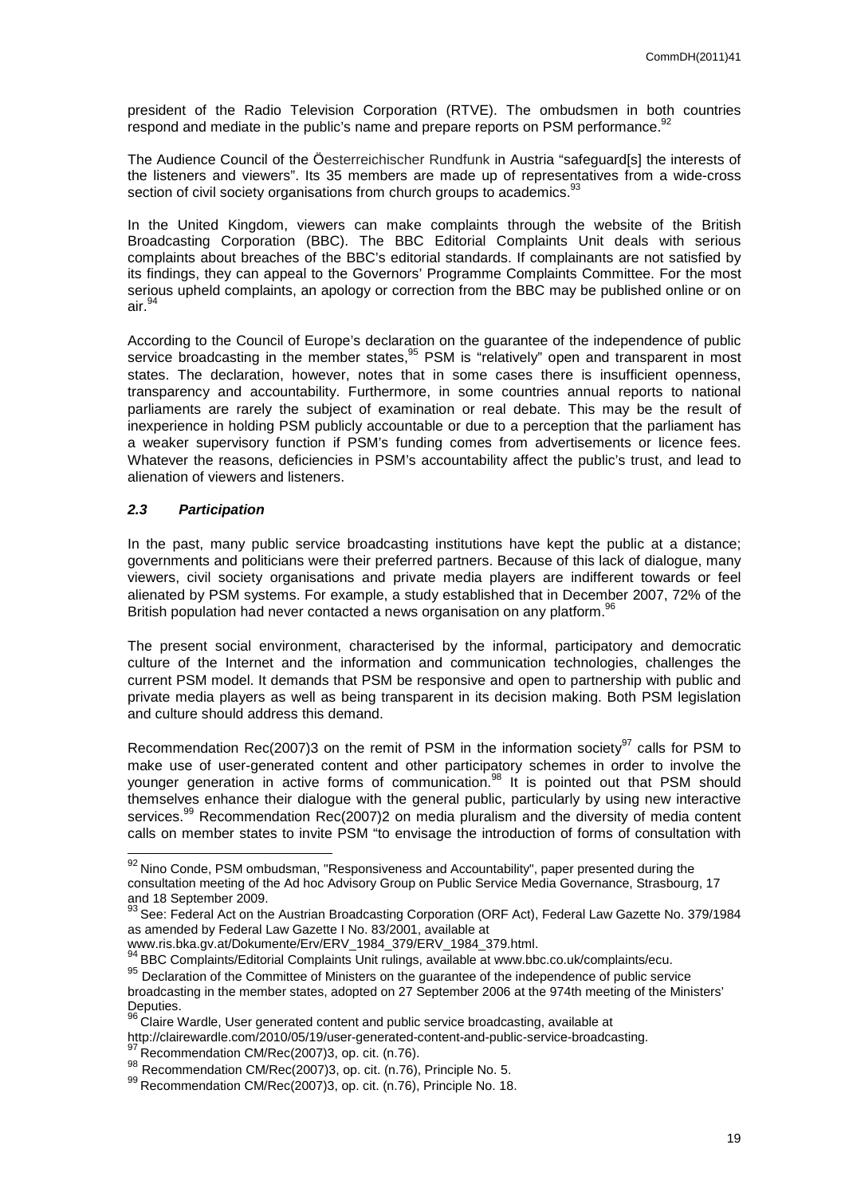president of the Radio Television Corporation (RTVE). The ombudsmen in both countries respond and mediate in the public's name and prepare reports on PSM performance.[92]

The Audience Council of the Öesterreichischer Rundfunk in Austria "safeguard[s] the interests of the listeners and viewers". Its 35 members are made up of representatives from a wide-cross section of civil society organisations from church groups to academics.[93]

In the United Kingdom, viewers can make complaints through the website of the British Broadcasting Corporation (BBC). The BBC Editorial Complaints Unit deals with serious complaints about breaches of the BBC's editorial standards. If complainants are not satisfied by its findings, they can appeal to the Governors' Programme Complaints Committee. For the most serious upheld complaints, an apology or correction from the BBC may be published online or on air.[94]

According to the Council of Europe's declaration on the guarantee of the independence of public service broadcasting in the member states,[95] PSM is "relatively" open and transparent in most states. The declaration, however, notes that in some cases there is insufficient openness, transparency and accountability. Furthermore, in some countries annual reports to national parliaments are rarely the subject of examination or real debate. This may be the result of inexperience in holding PSM publicly accountable or due to a perception that the parliament has a weaker supervisory function if PSM's funding comes from advertisements or licence fees. Whatever the reasons, deficiencies in PSM's accountability affect the public's trust, and lead to alienation of viewers and listeners.

### *2.3 Participation*

In the past, many public service broadcasting institutions have kept the public at a distance; governments and politicians were their preferred partners. Because of this lack of dialogue, many viewers, civil society organisations and private media players are indifferent towards or feel alienated by PSM systems. For example, a study established that in December 2007, 72% of the British population had never contacted a news organisation on any platform.[96]

The present social environment, characterised by the informal, participatory and democratic culture of the Internet and the information and communication technologies, challenges the current PSM model. It demands that PSM be responsive and open to partnership with public and private media players as well as being transparent in its decision making. Both PSM legislation and culture should address this demand.

Recommendation Rec(2007)3 on the remit of PSM in the information society[97] calls for PSM to make use of user-generated content and other participatory schemes in order to involve the younger generation in active forms of communication.[98] It is pointed out that PSM should themselves enhance their dialogue with the general public, particularly by using new interactive services.[99] Recommendation Rec(2007)2 on media pluralism and the diversity of media content calls on member states to invite PSM "to envisage the introduction of forms of consultation with

---

[92] Nino Conde, PSM ombudsman, "Responsiveness and Accountability", paper presented during the consultation meeting of the Ad hoc Advisory Group on Public Service Media Governance, Strasbourg, 17 and 18 September 2009.

[93] See: Federal Act on the Austrian Broadcasting Corporation (ORF Act), Federal Law Gazette No. 379/1984 as amended by Federal Law Gazette I No. 83/2001, available at www.ris.bka.gv.at/Dokumente/Erv/ERV_1984_379/ERV_1984_379.html.

[94] BBC Complaints/Editorial Complaints Unit rulings, available at www.bbc.co.uk/complaints/ecu.

[95] Declaration of the Committee of Ministers on the guarantee of the independence of public service broadcasting in the member states, adopted on 27 September 2006 at the 974th meeting of the Ministers' Deputies.

[96] Claire Wardle, User generated content and public service broadcasting, available at http://clairewardle.com/2010/05/19/user-generated-content-and-public-service-broadcasting.

[97] Recommendation CM/Rec(2007)3, op. cit. (n.76).

[98] Recommendation CM/Rec(2007)3, op. cit. (n.76), Principle No. 5.

[99] Recommendation CM/Rec(2007)3, op. cit. (n.76), Principle No. 18.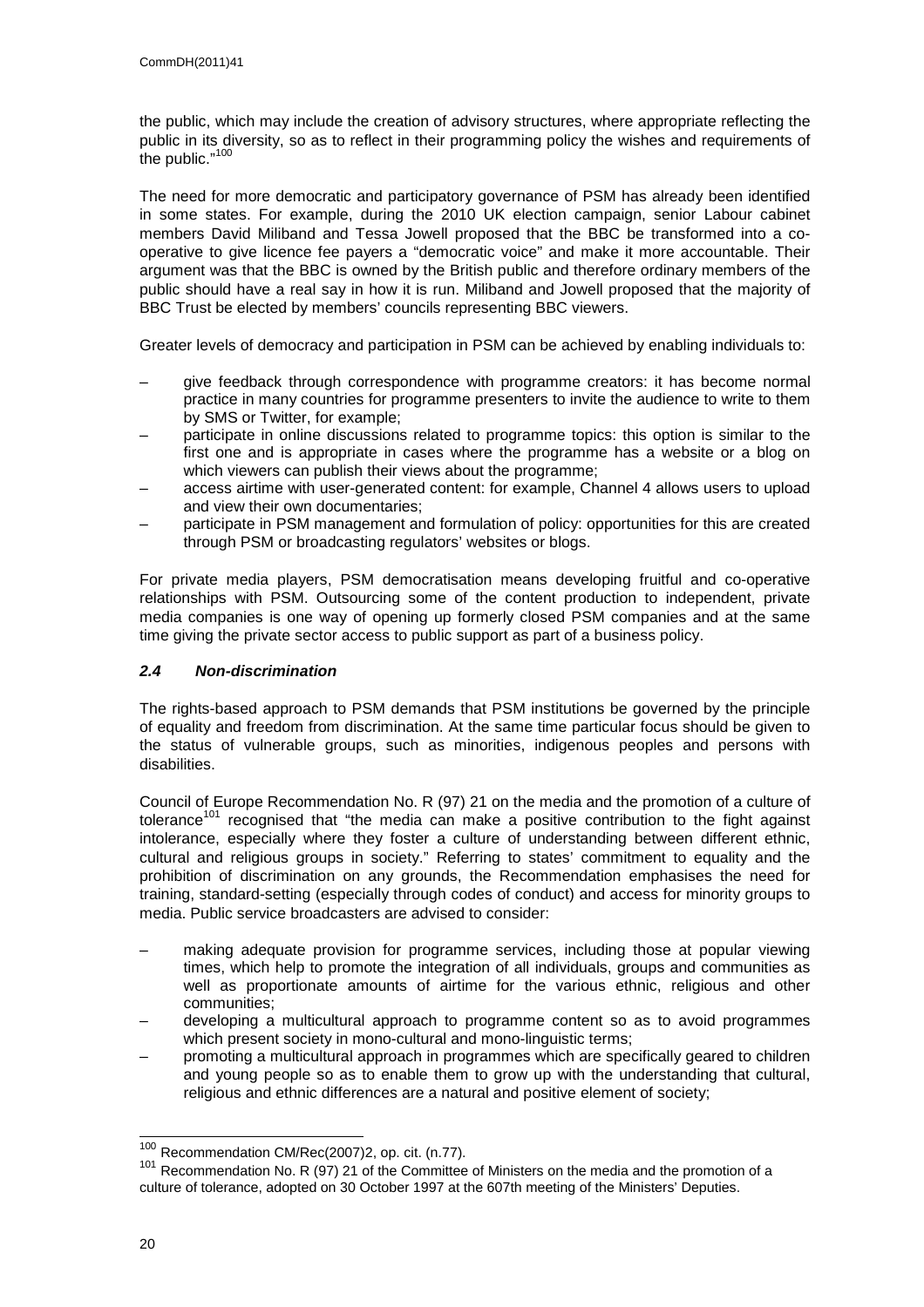the public, which may include the creation of advisory structures, where appropriate reflecting the public in its diversity, so as to reflect in their programming policy the wishes and requirements of the public."[100]

The need for more democratic and participatory governance of PSM has already been identified in some states. For example, during the 2010 UK election campaign, senior Labour cabinet members David Miliband and Tessa Jowell proposed that the BBC be transformed into a co-operative to give licence fee payers a "democratic voice" and make it more accountable. Their argument was that the BBC is owned by the British public and therefore ordinary members of the public should have a real say in how it is run. Miliband and Jowell proposed that the majority of BBC Trust be elected by members' councils representing BBC viewers.

Greater levels of democracy and participation in PSM can be achieved by enabling individuals to:

– give feedback through correspondence with programme creators: it has become normal practice in many countries for programme presenters to invite the audience to write to them by SMS or Twitter, for example;
– participate in online discussions related to programme topics: this option is similar to the first one and is appropriate in cases where the programme has a website or a blog on which viewers can publish their views about the programme;
– access airtime with user-generated content: for example, Channel 4 allows users to upload and view their own documentaries;
– participate in PSM management and formulation of policy: opportunities for this are created through PSM or broadcasting regulators' websites or blogs.

For private media players, PSM democratisation means developing fruitful and co-operative relationships with PSM. Outsourcing some of the content production to independent, private media companies is one way of opening up formerly closed PSM companies and at the same time giving the private sector access to public support as part of a business policy.

### *2.4 Non-discrimination*

The rights-based approach to PSM demands that PSM institutions be governed by the principle of equality and freedom from discrimination. At the same time particular focus should be given to the status of vulnerable groups, such as minorities, indigenous peoples and persons with disabilities.

Council of Europe Recommendation No. R (97) 21 on the media and the promotion of a culture of tolerance[101] recognised that "the media can make a positive contribution to the fight against intolerance, especially where they foster a culture of understanding between different ethnic, cultural and religious groups in society." Referring to states' commitment to equality and the prohibition of discrimination on any grounds, the Recommendation emphasises the need for training, standard-setting (especially through codes of conduct) and access for minority groups to media. Public service broadcasters are advised to consider:

– making adequate provision for programme services, including those at popular viewing times, which help to promote the integration of all individuals, groups and communities as well as proportionate amounts of airtime for the various ethnic, religious and other communities;
– developing a multicultural approach to programme content so as to avoid programmes which present society in mono-cultural and mono-linguistic terms;
– promoting a multicultural approach in programmes which are specifically geared to children and young people so as to enable them to grow up with the understanding that cultural, religious and ethnic differences are a natural and positive element of society;

[100] Recommendation CM/Rec(2007)2, op. cit. (n.77).

[101] Recommendation No. R (97) 21 of the Committee of Ministers on the media and the promotion of a culture of tolerance, adopted on 30 October 1997 at the 607th meeting of the Ministers' Deputies.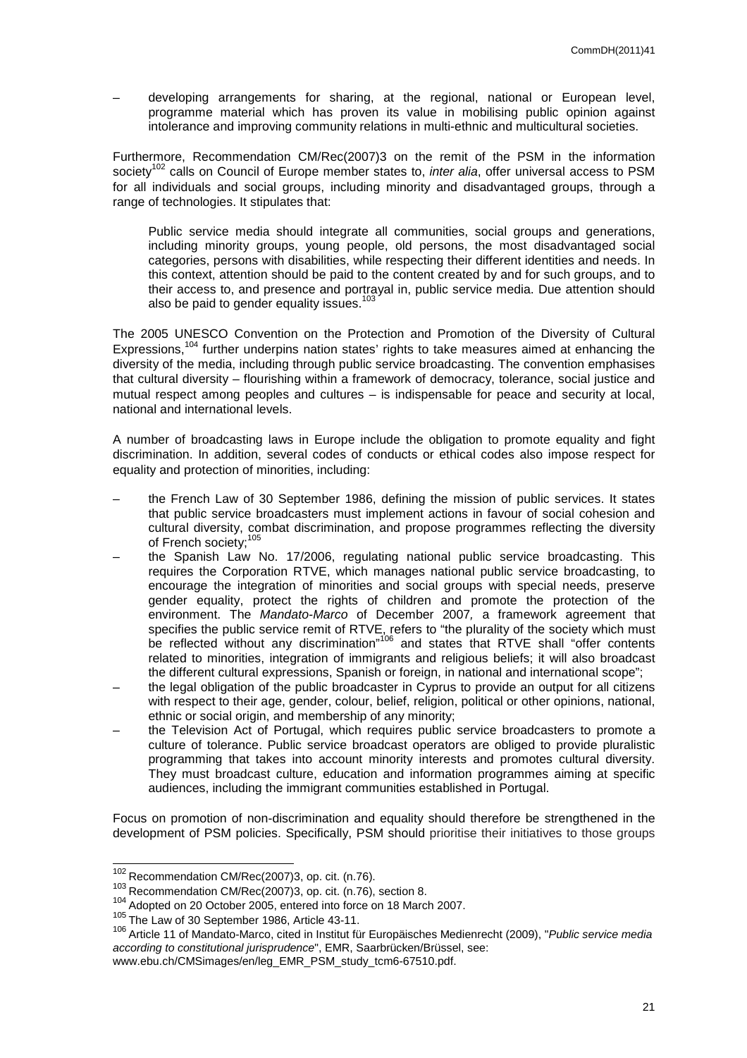– developing arrangements for sharing, at the regional, national or European level, programme material which has proven its value in mobilising public opinion against intolerance and improving community relations in multi-ethnic and multicultural societies.

Furthermore, Recommendation CM/Rec(2007)3 on the remit of the PSM in the information society[102] calls on Council of Europe member states to, *inter alia*, offer universal access to PSM for all individuals and social groups, including minority and disadvantaged groups, through a range of technologies. It stipulates that:

> Public service media should integrate all communities, social groups and generations, including minority groups, young people, old persons, the most disadvantaged social categories, persons with disabilities, while respecting their different identities and needs. In this context, attention should be paid to the content created by and for such groups, and to their access to, and presence and portrayal in, public service media. Due attention should also be paid to gender equality issues.[103]

The 2005 UNESCO Convention on the Protection and Promotion of the Diversity of Cultural Expressions,[104] further underpins nation states' rights to take measures aimed at enhancing the diversity of the media, including through public service broadcasting. The convention emphasises that cultural diversity – flourishing within a framework of democracy, tolerance, social justice and mutual respect among peoples and cultures – is indispensable for peace and security at local, national and international levels.

A number of broadcasting laws in Europe include the obligation to promote equality and fight discrimination. In addition, several codes of conducts or ethical codes also impose respect for equality and protection of minorities, including:

– the French Law of 30 September 1986, defining the mission of public services. It states that public service broadcasters must implement actions in favour of social cohesion and cultural diversity, combat discrimination, and propose programmes reflecting the diversity of French society;[105]
– the Spanish Law No. 17/2006, regulating national public service broadcasting. This requires the Corporation RTVE, which manages national public service broadcasting, to encourage the integration of minorities and social groups with special needs, preserve gender equality, protect the rights of children and promote the protection of the environment. The *Mandato-Marco* of December 2007*,* a framework agreement that specifies the public service remit of RTVE, refers to "the plurality of the society which must be reflected without any discrimination"[106] and states that RTVE shall "offer contents related to minorities, integration of immigrants and religious beliefs; it will also broadcast the different cultural expressions, Spanish or foreign, in national and international scope";
– the legal obligation of the public broadcaster in Cyprus to provide an output for all citizens with respect to their age, gender, colour, belief, religion, political or other opinions, national, ethnic or social origin, and membership of any minority;
– the Television Act of Portugal, which requires public service broadcasters to promote a culture of tolerance. Public service broadcast operators are obliged to provide pluralistic programming that takes into account minority interests and promotes cultural diversity. They must broadcast culture, education and information programmes aiming at specific audiences, including the immigrant communities established in Portugal.

Focus on promotion of non-discrimination and equality should therefore be strengthened in the development of PSM policies. Specifically, PSM should prioritise their initiatives to those groups

---

[102] Recommendation CM/Rec(2007)3, op. cit. (n.76).
[103] Recommendation CM/Rec(2007)3, op. cit. (n.76), section 8.
[104] Adopted on 20 October 2005, entered into force on 18 March 2007.
[105] The Law of 30 September 1986, Article 43-11.
[106] Article 11 of Mandato-Marco, cited in Institut für Europäisches Medienrecht (2009), "*Public service media according to constitutional jurisprudence*", EMR, Saarbrücken/Brüssel, see: www.ebu.ch/CMSimages/en/leg_EMR_PSM_study_tcm6-67510.pdf.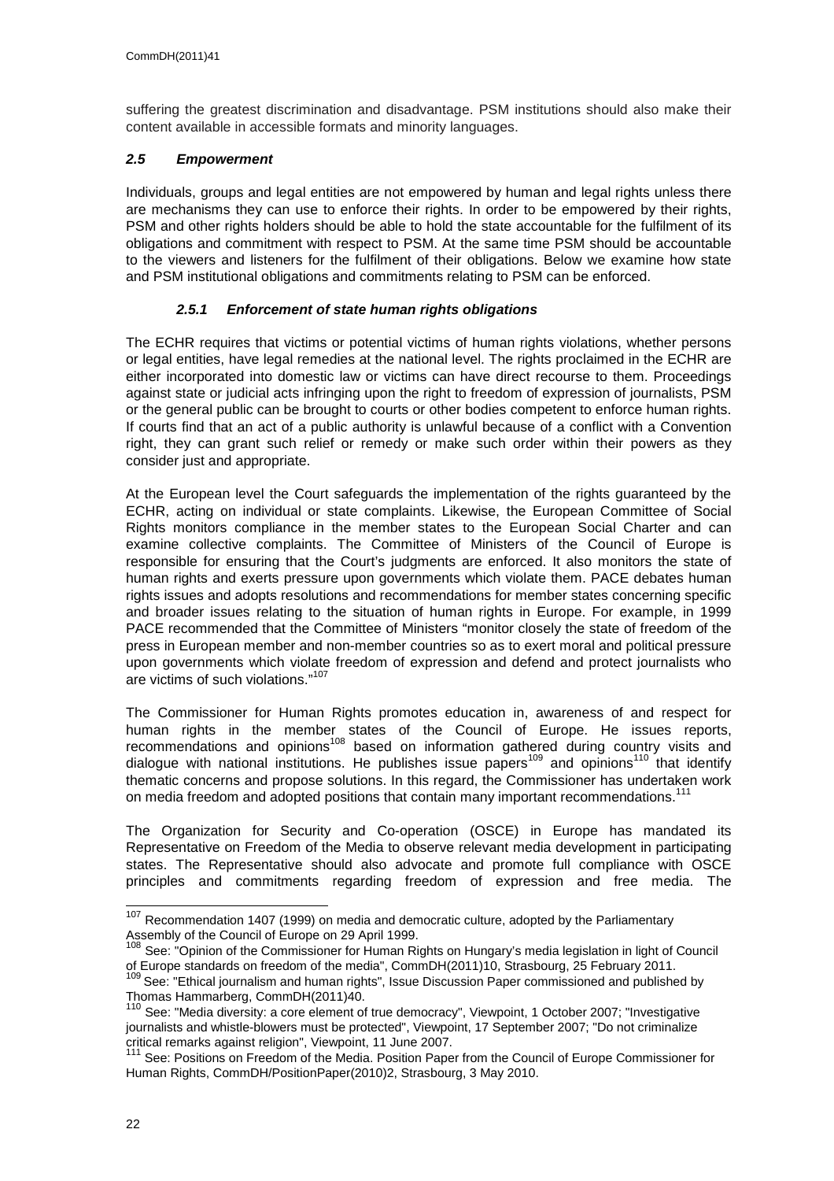suffering the greatest discrimination and disadvantage. PSM institutions should also make their content available in accessible formats and minority languages.

### *2.5 Empowerment*

Individuals, groups and legal entities are not empowered by human and legal rights unless there are mechanisms they can use to enforce their rights. In order to be empowered by their rights, PSM and other rights holders should be able to hold the state accountable for the fulfilment of its obligations and commitment with respect to PSM. At the same time PSM should be accountable to the viewers and listeners for the fulfilment of their obligations. Below we examine how state and PSM institutional obligations and commitments relating to PSM can be enforced.

#### *2.5.1 Enforcement of state human rights obligations*

The ECHR requires that victims or potential victims of human rights violations, whether persons or legal entities, have legal remedies at the national level. The rights proclaimed in the ECHR are either incorporated into domestic law or victims can have direct recourse to them. Proceedings against state or judicial acts infringing upon the right to freedom of expression of journalists, PSM or the general public can be brought to courts or other bodies competent to enforce human rights. If courts find that an act of a public authority is unlawful because of a conflict with a Convention right, they can grant such relief or remedy or make such order within their powers as they consider just and appropriate.

At the European level the Court safeguards the implementation of the rights guaranteed by the ECHR, acting on individual or state complaints. Likewise, the European Committee of Social Rights monitors compliance in the member states to the European Social Charter and can examine collective complaints. The Committee of Ministers of the Council of Europe is responsible for ensuring that the Court's judgments are enforced. It also monitors the state of human rights and exerts pressure upon governments which violate them. PACE debates human rights issues and adopts resolutions and recommendations for member states concerning specific and broader issues relating to the situation of human rights in Europe. For example, in 1999 PACE recommended that the Committee of Ministers "monitor closely the state of freedom of the press in European member and non-member countries so as to exert moral and political pressure upon governments which violate freedom of expression and defend and protect journalists who are victims of such violations."[107]

The Commissioner for Human Rights promotes education in, awareness of and respect for human rights in the member states of the Council of Europe. He issues reports, recommendations and opinions[108] based on information gathered during country visits and dialogue with national institutions. He publishes issue papers[109] and opinions[110] that identify thematic concerns and propose solutions. In this regard, the Commissioner has undertaken work on media freedom and adopted positions that contain many important recommendations.[111]

The Organization for Security and Co-operation (OSCE) in Europe has mandated its Representative on Freedom of the Media to observe relevant media development in participating states. The Representative should also advocate and promote full compliance with OSCE principles and commitments regarding freedom of expression and free media. The

---

[107] Recommendation 1407 (1999) on media and democratic culture, adopted by the Parliamentary Assembly of the Council of Europe on 29 April 1999.

[108] See: "Opinion of the Commissioner for Human Rights on Hungary's media legislation in light of Council of Europe standards on freedom of the media", CommDH(2011)10, Strasbourg, 25 February 2011.

[109] See: "Ethical journalism and human rights", Issue Discussion Paper commissioned and published by Thomas Hammarberg, CommDH(2011)40.

[110] See: "Media diversity: a core element of true democracy", Viewpoint, 1 October 2007; "Investigative journalists and whistle-blowers must be protected", Viewpoint, 17 September 2007; "Do not criminalize critical remarks against religion", Viewpoint, 11 June 2007.

[111] See: Positions on Freedom of the Media. Position Paper from the Council of Europe Commissioner for Human Rights, CommDH/PositionPaper(2010)2, Strasbourg, 3 May 2010.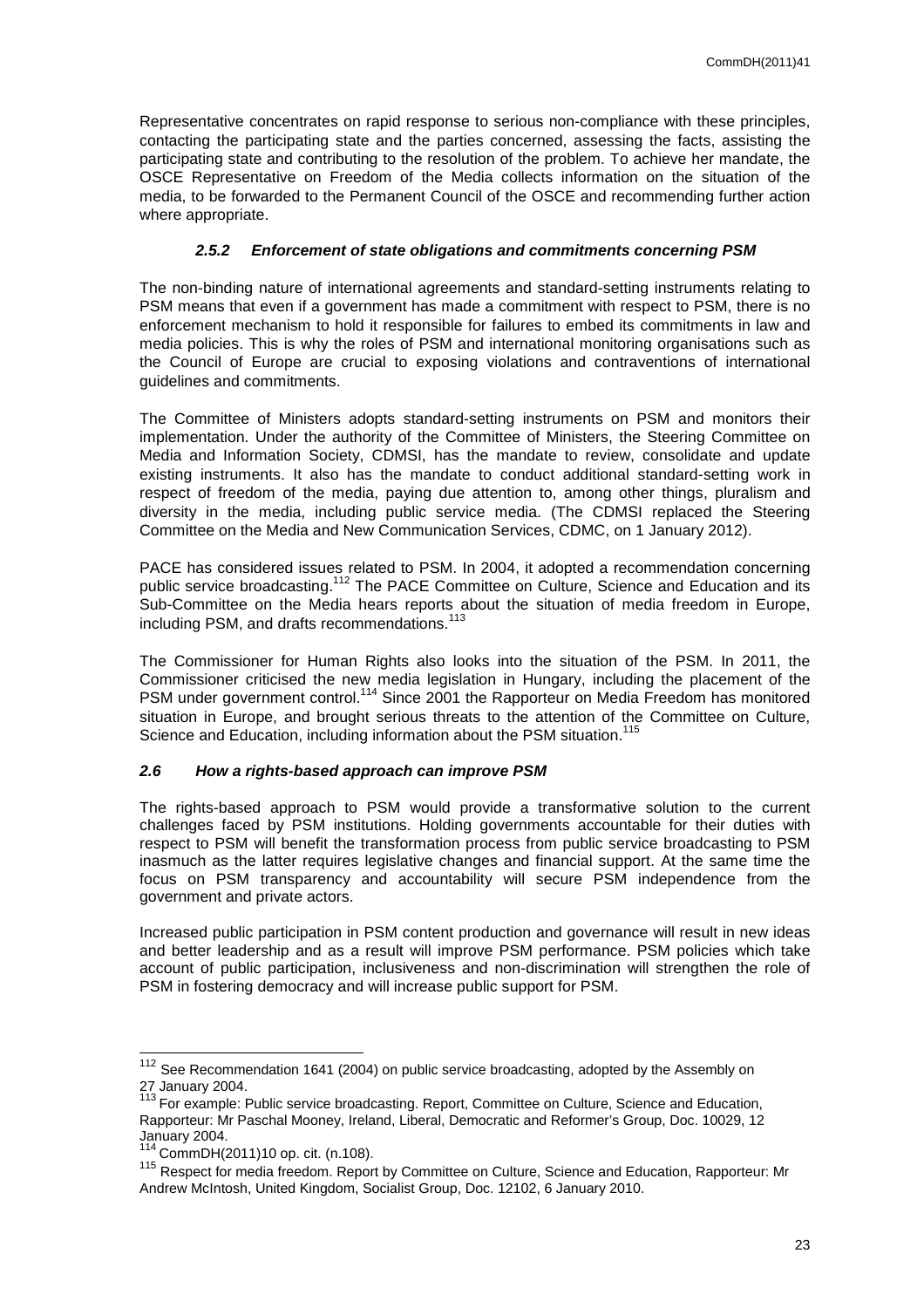Representative concentrates on rapid response to serious non-compliance with these principles, contacting the participating state and the parties concerned, assessing the facts, assisting the participating state and contributing to the resolution of the problem. To achieve her mandate, the OSCE Representative on Freedom of the Media collects information on the situation of the media, to be forwarded to the Permanent Council of the OSCE and recommending further action where appropriate.

#### *2.5.2 Enforcement of state obligations and commitments concerning PSM*

The non-binding nature of international agreements and standard-setting instruments relating to PSM means that even if a government has made a commitment with respect to PSM, there is no enforcement mechanism to hold it responsible for failures to embed its commitments in law and media policies. This is why the roles of PSM and international monitoring organisations such as the Council of Europe are crucial to exposing violations and contraventions of international guidelines and commitments.

The Committee of Ministers adopts standard-setting instruments on PSM and monitors their implementation. Under the authority of the Committee of Ministers, the Steering Committee on Media and Information Society, CDMSI, has the mandate to review, consolidate and update existing instruments. It also has the mandate to conduct additional standard-setting work in respect of freedom of the media, paying due attention to, among other things, pluralism and diversity in the media, including public service media. (The CDMSI replaced the Steering Committee on the Media and New Communication Services, CDMC, on 1 January 2012).

PACE has considered issues related to PSM. In 2004, it adopted a recommendation concerning public service broadcasting.[112] The PACE Committee on Culture, Science and Education and its Sub-Committee on the Media hears reports about the situation of media freedom in Europe, including PSM, and drafts recommendations.[113]

The Commissioner for Human Rights also looks into the situation of the PSM. In 2011, the Commissioner criticised the new media legislation in Hungary, including the placement of the PSM under government control.[114] Since 2001 the Rapporteur on Media Freedom has monitored situation in Europe, and brought serious threats to the attention of the Committee on Culture, Science and Education, including information about the PSM situation.[115]

### *2.6 How a rights-based approach can improve PSM*

The rights-based approach to PSM would provide a transformative solution to the current challenges faced by PSM institutions. Holding governments accountable for their duties with respect to PSM will benefit the transformation process from public service broadcasting to PSM inasmuch as the latter requires legislative changes and financial support. At the same time the focus on PSM transparency and accountability will secure PSM independence from the government and private actors.

Increased public participation in PSM content production and governance will result in new ideas and better leadership and as a result will improve PSM performance. PSM policies which take account of public participation, inclusiveness and non-discrimination will strengthen the role of PSM in fostering democracy and will increase public support for PSM.

---

[112] See Recommendation 1641 (2004) on public service broadcasting, adopted by the Assembly on 27 January 2004.

[113] For example: Public service broadcasting. Report, Committee on Culture, Science and Education, Rapporteur: Mr Paschal Mooney, Ireland, Liberal, Democratic and Reformer's Group, Doc. 10029, 12 January 2004.

[114] CommDH(2011)10 op. cit. (n.108).

[115] Respect for media freedom. Report by Committee on Culture, Science and Education, Rapporteur: Mr Andrew McIntosh, United Kingdom, Socialist Group, Doc. 12102, 6 January 2010.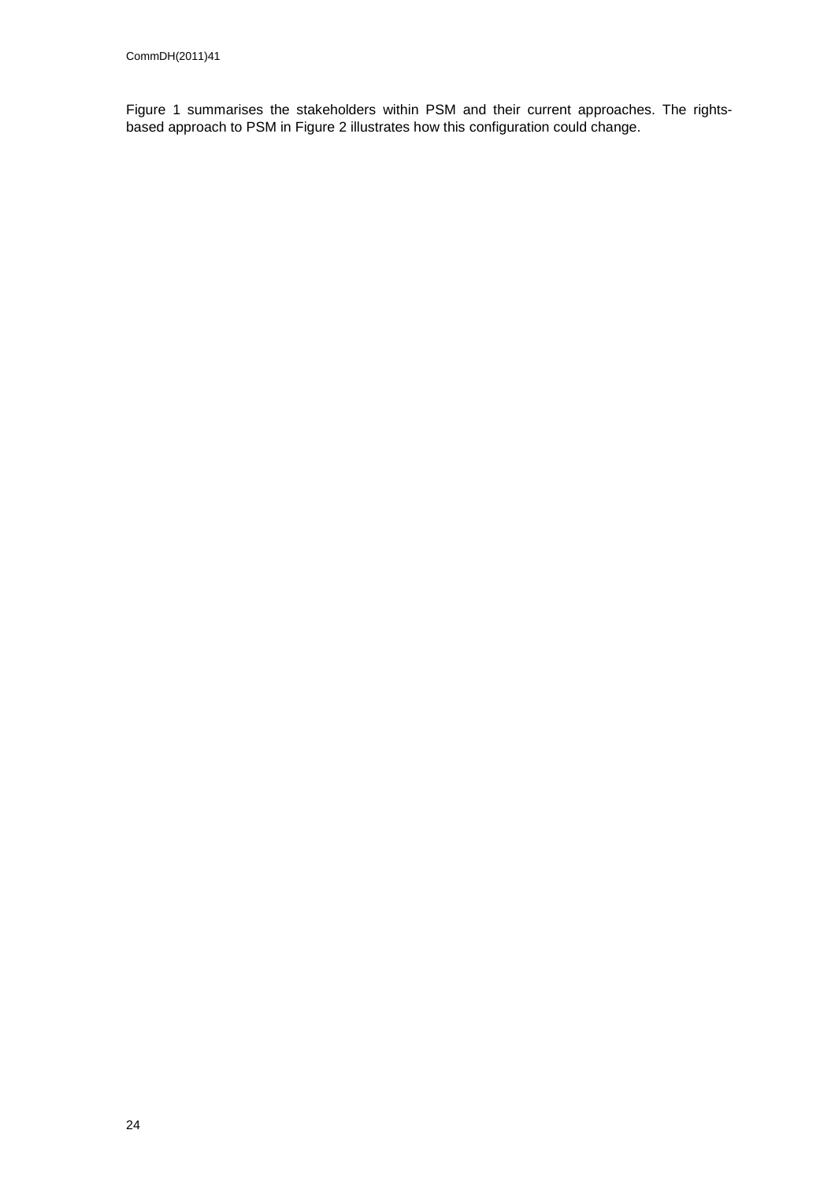Figure 1 summarises the stakeholders within PSM and their current approaches. The rights-based approach to PSM in Figure 2 illustrates how this configuration could change.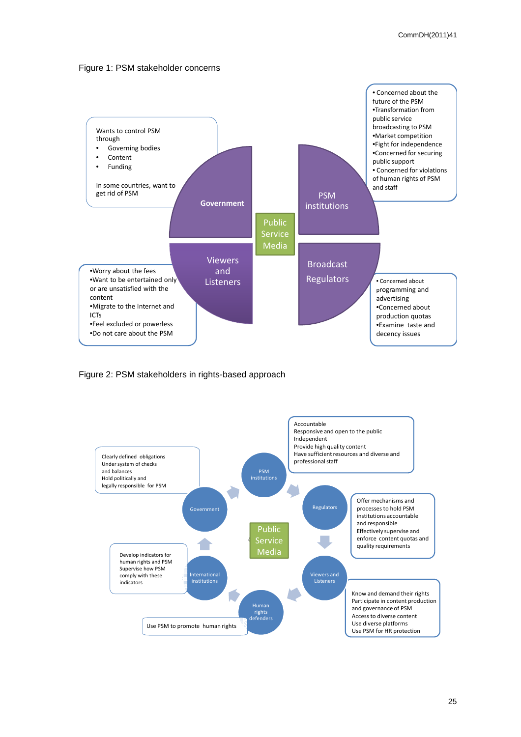Figure 1: PSM stakeholder concerns

**Government**

Wants to control PSM through

- Governing bodies
- Content
- Funding

In some countries, want to get rid of PSM

**PSM institutions**

- Concerned about the future of the PSM
- Transformation from public service broadcasting to PSM
- Market competition
- Fight for independence
- Concerned for securing public support
- Concerned for violations of human rights of PSM and staff

**Public Service Media**

**Viewers and Listeners**

- Worry about the fees
- Want to be entertained only or are unsatisfied with the content
- Migrate to the Internet and ICTs
- Feel excluded or powerless
- Do not care about the PSM

**Broadcast Regulators**

- Concerned about programming and advertising
- Concerned about production quotas
- Examine taste and decency issues

Figure 2: PSM stakeholders in rights-based approach

**Public Service Media**

**PSM institutions**

Accountable
Responsive and open to the public
Independent
Provide high quality content
Have sufficient resources and diverse and professional staff

**Regulators**

Offer mechanisms and processes to hold PSM institutions accountable and responsible
Effectively supervise and enforce content quotas and quality requirements

**Viewers and Listeners**

Know and demand their rights
Participate in content production and governance of PSM
Access to diverse content
Use diverse platforms
Use PSM for HR protection

**Human rights defenders**

Use PSM to promote human rights

**International institutions**

Develop indicators for human rights and PSM
Supervise how PSM comply with these indicators

**Government**

Clearly defined obligations
Under system of checks and balances
Hold politically and legally responsible for PSM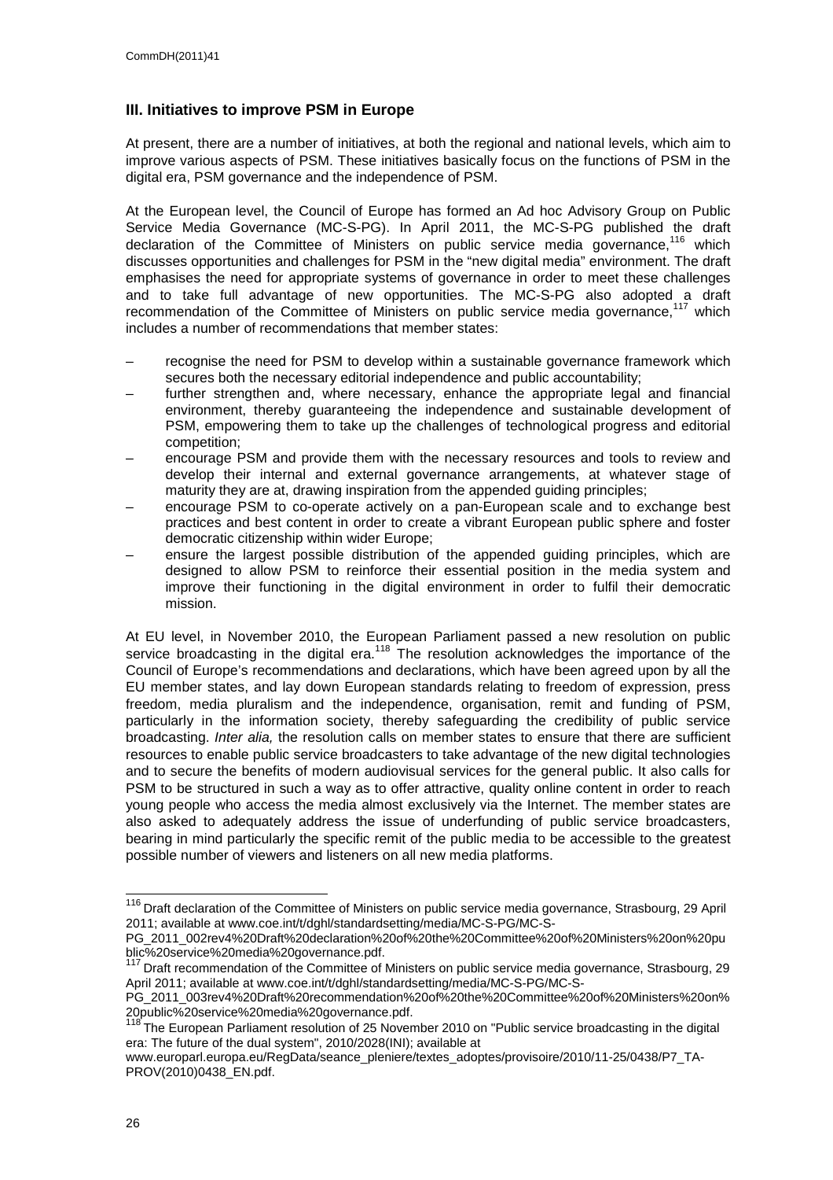## III. Initiatives to improve PSM in Europe

At present, there are a number of initiatives, at both the regional and national levels, which aim to improve various aspects of PSM. These initiatives basically focus on the functions of PSM in the digital era, PSM governance and the independence of PSM.

At the European level, the Council of Europe has formed an Ad hoc Advisory Group on Public Service Media Governance (MC-S-PG). In April 2011, the MC-S-PG published the draft declaration of the Committee of Ministers on public service media governance,[116] which discusses opportunities and challenges for PSM in the "new digital media" environment. The draft emphasises the need for appropriate systems of governance in order to meet these challenges and to take full advantage of new opportunities. The MC-S-PG also adopted a draft recommendation of the Committee of Ministers on public service media governance,[117] which includes a number of recommendations that member states:

- recognise the need for PSM to develop within a sustainable governance framework which secures both the necessary editorial independence and public accountability;
- further strengthen and, where necessary, enhance the appropriate legal and financial environment, thereby guaranteeing the independence and sustainable development of PSM, empowering them to take up the challenges of technological progress and editorial competition;
- encourage PSM and provide them with the necessary resources and tools to review and develop their internal and external governance arrangements, at whatever stage of maturity they are at, drawing inspiration from the appended guiding principles;
- encourage PSM to co-operate actively on a pan-European scale and to exchange best practices and best content in order to create a vibrant European public sphere and foster democratic citizenship within wider Europe;
- ensure the largest possible distribution of the appended guiding principles, which are designed to allow PSM to reinforce their essential position in the media system and improve their functioning in the digital environment in order to fulfil their democratic mission.

At EU level, in November 2010, the European Parliament passed a new resolution on public service broadcasting in the digital era.[118] The resolution acknowledges the importance of the Council of Europe's recommendations and declarations, which have been agreed upon by all the EU member states, and lay down European standards relating to freedom of expression, press freedom, media pluralism and the independence, organisation, remit and funding of PSM, particularly in the information society, thereby safeguarding the credibility of public service broadcasting. *Inter alia,* the resolution calls on member states to ensure that there are sufficient resources to enable public service broadcasters to take advantage of the new digital technologies and to secure the benefits of modern audiovisual services for the general public. It also calls for PSM to be structured in such a way as to offer attractive, quality online content in order to reach young people who access the media almost exclusively via the Internet. The member states are also asked to adequately address the issue of underfunding of public service broadcasters, bearing in mind particularly the specific remit of the public media to be accessible to the greatest possible number of viewers and listeners on all new media platforms.

---

[116] Draft declaration of the Committee of Ministers on public service media governance, Strasbourg, 29 April 2011; available at www.coe.int/t/dghl/standardsetting/media/MC-S-PG/MC-S-PG_2011_002rev4%20Draft%20declaration%20of%20the%20Committee%20of%20Ministers%20on%20public%20service%20media%20governance.pdf.

[117] Draft recommendation of the Committee of Ministers on public service media governance, Strasbourg, 29 April 2011; available at www.coe.int/t/dghl/standardsetting/media/MC-S-PG/MC-S-PG_2011_003rev4%20Draft%20recommendation%20of%20the%20Committee%20of%20Ministers%20on%20public%20service%20media%20governance.pdf.

[118] The European Parliament resolution of 25 November 2010 on "Public service broadcasting in the digital era: The future of the dual system", 2010/2028(INI); available at www.europarl.europa.eu/RegData/seance_pleniere/textes_adoptes/provisoire/2010/11-25/0438/P7_TA-PROV(2010)0438_EN.pdf.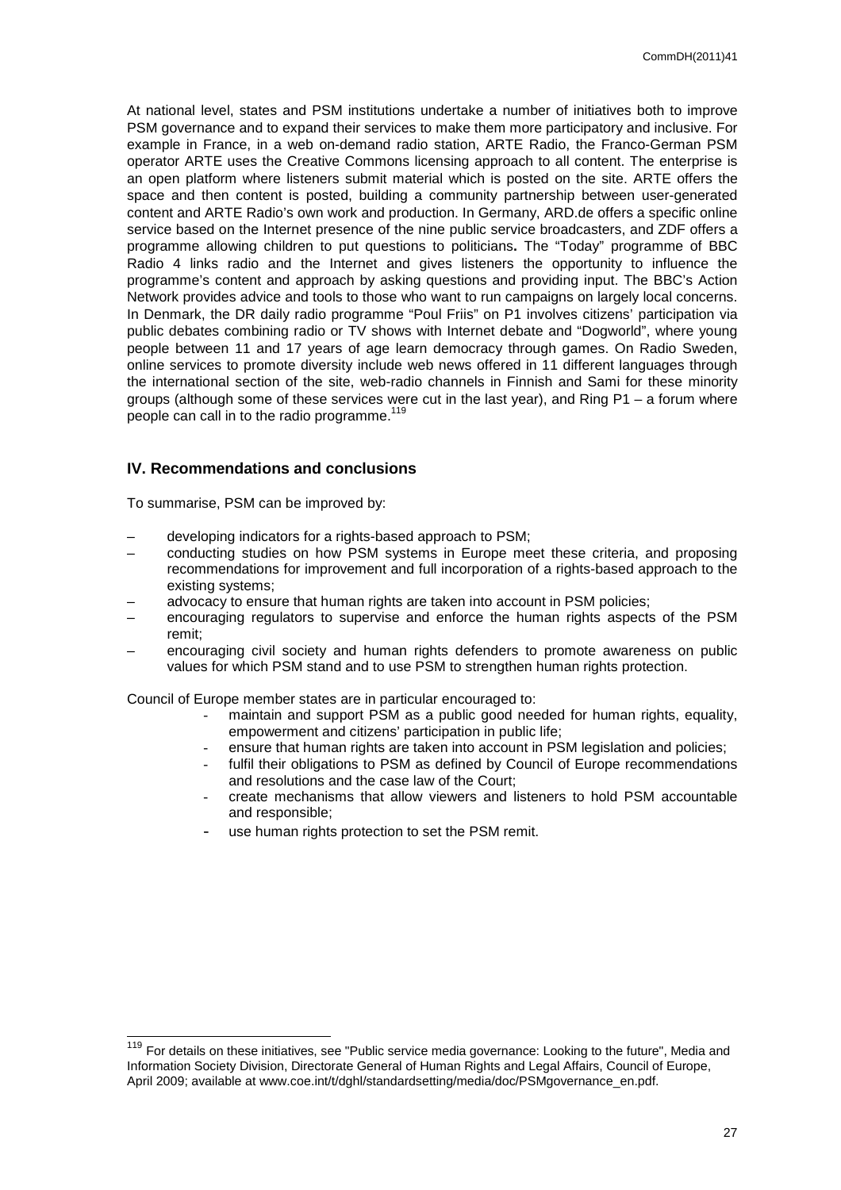At national level, states and PSM institutions undertake a number of initiatives both to improve PSM governance and to expand their services to make them more participatory and inclusive. For example in France, in a web on-demand radio station, ARTE Radio, the Franco-German PSM operator ARTE uses the Creative Commons licensing approach to all content. The enterprise is an open platform where listeners submit material which is posted on the site. ARTE offers the space and then content is posted, building a community partnership between user-generated content and ARTE Radio's own work and production. In Germany, ARD.de offers a specific online service based on the Internet presence of the nine public service broadcasters, and ZDF offers a programme allowing children to put questions to politicians**.** The "Today" programme of BBC Radio 4 links radio and the Internet and gives listeners the opportunity to influence the programme's content and approach by asking questions and providing input. The BBC's Action Network provides advice and tools to those who want to run campaigns on largely local concerns. In Denmark, the DR daily radio programme "Poul Friis" on P1 involves citizens' participation via public debates combining radio or TV shows with Internet debate and "Dogworld", where young people between 11 and 17 years of age learn democracy through games. On Radio Sweden, online services to promote diversity include web news offered in 11 different languages through the international section of the site, web-radio channels in Finnish and Sami for these minority groups (although some of these services were cut in the last year), and Ring P1 – a forum where people can call in to the radio programme.[119]

## IV. Recommendations and conclusions

To summarise, PSM can be improved by:

- developing indicators for a rights-based approach to PSM;
- conducting studies on how PSM systems in Europe meet these criteria, and proposing recommendations for improvement and full incorporation of a rights-based approach to the existing systems;
- advocacy to ensure that human rights are taken into account in PSM policies;
- encouraging regulators to supervise and enforce the human rights aspects of the PSM remit;
- encouraging civil society and human rights defenders to promote awareness on public values for which PSM stand and to use PSM to strengthen human rights protection.

Council of Europe member states are in particular encouraged to:

- maintain and support PSM as a public good needed for human rights, equality, empowerment and citizens' participation in public life;
- ensure that human rights are taken into account in PSM legislation and policies;
- fulfil their obligations to PSM as defined by Council of Europe recommendations and resolutions and the case law of the Court;
- create mechanisms that allow viewers and listeners to hold PSM accountable and responsible;
- use human rights protection to set the PSM remit.

---

[119] For details on these initiatives, see "Public service media governance: Looking to the future", Media and Information Society Division, Directorate General of Human Rights and Legal Affairs, Council of Europe, April 2009; available at www.coe.int/t/dghl/standardsetting/media/doc/PSMgovernance_en.pdf.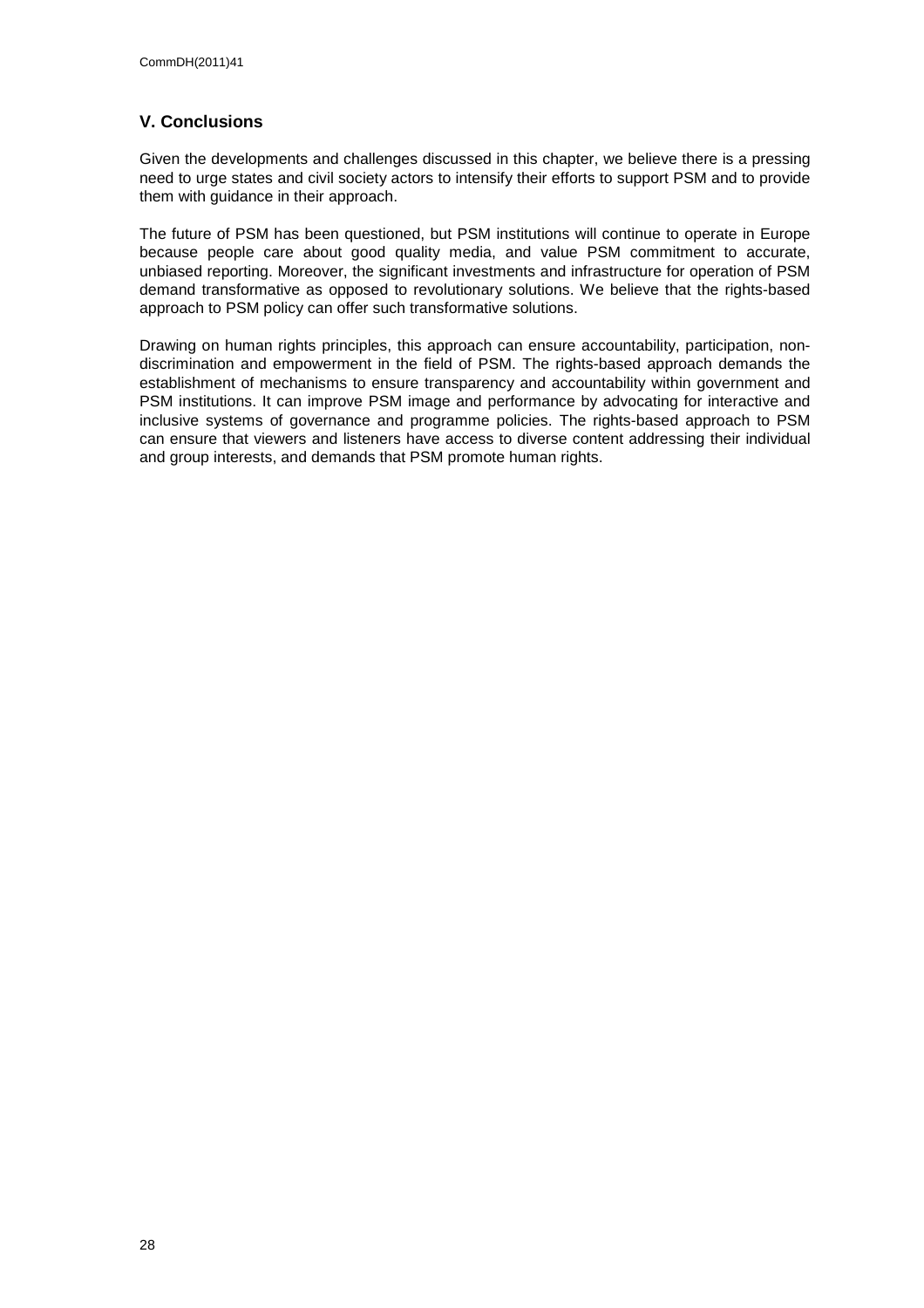## V. Conclusions

Given the developments and challenges discussed in this chapter, we believe there is a pressing need to urge states and civil society actors to intensify their efforts to support PSM and to provide them with guidance in their approach.

The future of PSM has been questioned, but PSM institutions will continue to operate in Europe because people care about good quality media, and value PSM commitment to accurate, unbiased reporting. Moreover, the significant investments and infrastructure for operation of PSM demand transformative as opposed to revolutionary solutions. We believe that the rights-based approach to PSM policy can offer such transformative solutions.

Drawing on human rights principles, this approach can ensure accountability, participation, non-discrimination and empowerment in the field of PSM. The rights-based approach demands the establishment of mechanisms to ensure transparency and accountability within government and PSM institutions. It can improve PSM image and performance by advocating for interactive and inclusive systems of governance and programme policies. The rights-based approach to PSM can ensure that viewers and listeners have access to diverse content addressing their individual and group interests, and demands that PSM promote human rights.